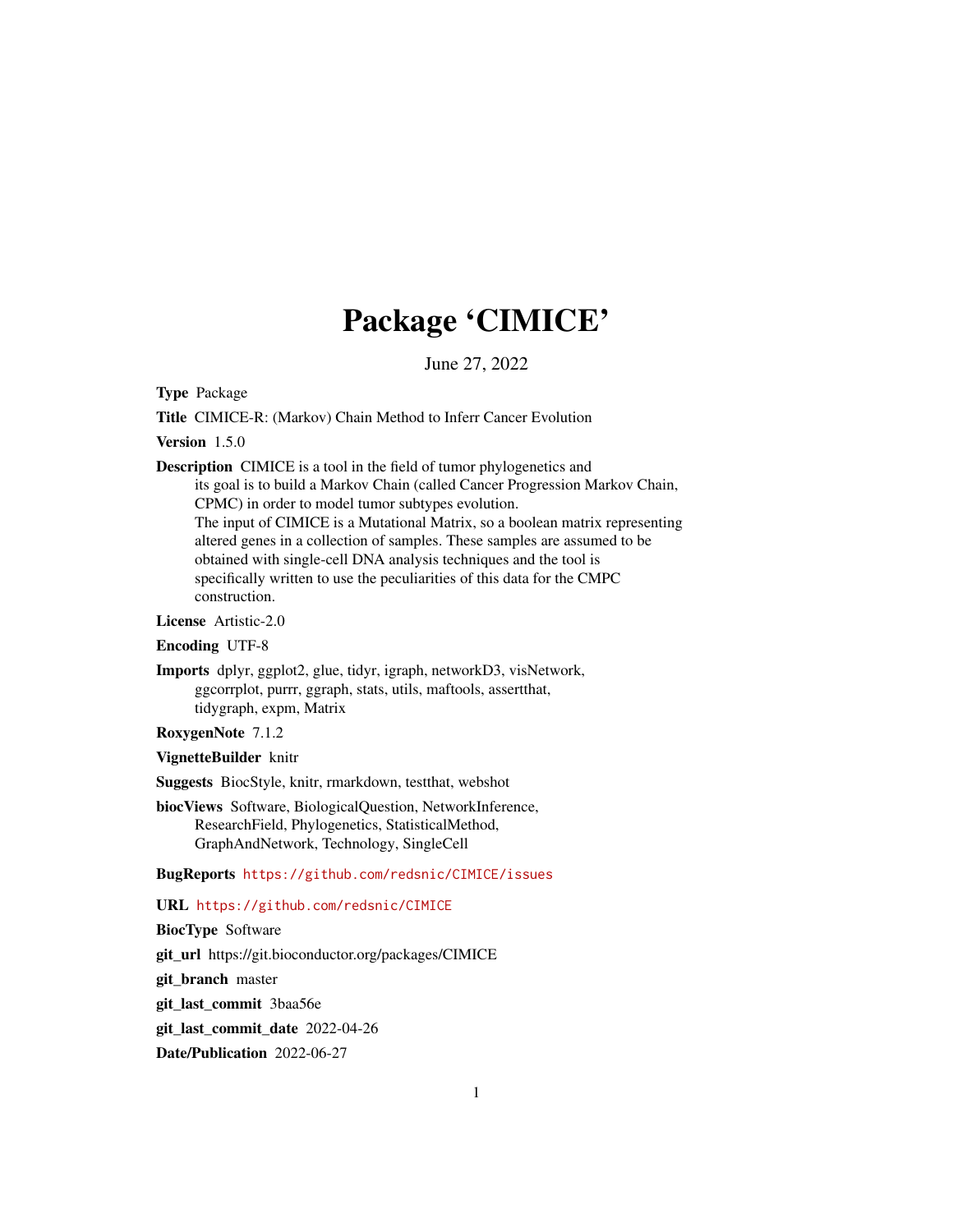# Package 'CIMICE'

June 27, 2022

**Type** Package

**Title** CIMICE-R: (Markov) Chain Method to Inferr Cancer Evolution

**Version** 1.5.0

**Description** CIMICE is a tool in the field of tumor phylogenetics and its goal is to build a Markov Chain (called Cancer Progression Markov Chain, CPMC) in order to model tumor subtypes evolution.
The input of CIMICE is a Mutational Matrix, so a boolean matrix representing altered genes in a collection of samples. These samples are assumed to be obtained with single-cell DNA analysis techniques and the tool is specifically written to use the peculiarities of this data for the CMPC construction.

**License** Artistic-2.0

**Encoding** UTF-8

**Imports** dplyr, ggplot2, glue, tidyr, igraph, networkD3, visNetwork, ggcorrplot, purrr, ggraph, stats, utils, maftools, assertthat, tidygraph, expm, Matrix

**RoxygenNote** 7.1.2

**VignetteBuilder** knitr

**Suggests** BiocStyle, knitr, rmarkdown, testthat, webshot

**biocViews** Software, BiologicalQuestion, NetworkInference, ResearchField, Phylogenetics, StatisticalMethod, GraphAndNetwork, Technology, SingleCell

**BugReports** https://github.com/redsnic/CIMICE/issues

**URL** https://github.com/redsnic/CIMICE

**BiocType** Software

**git_url** https://git.bioconductor.org/packages/CIMICE

**git_branch** master

**git_last_commit** 3baa56e

**git_last_commit_date** 2022-04-26

**Date/Publication** 2022-06-27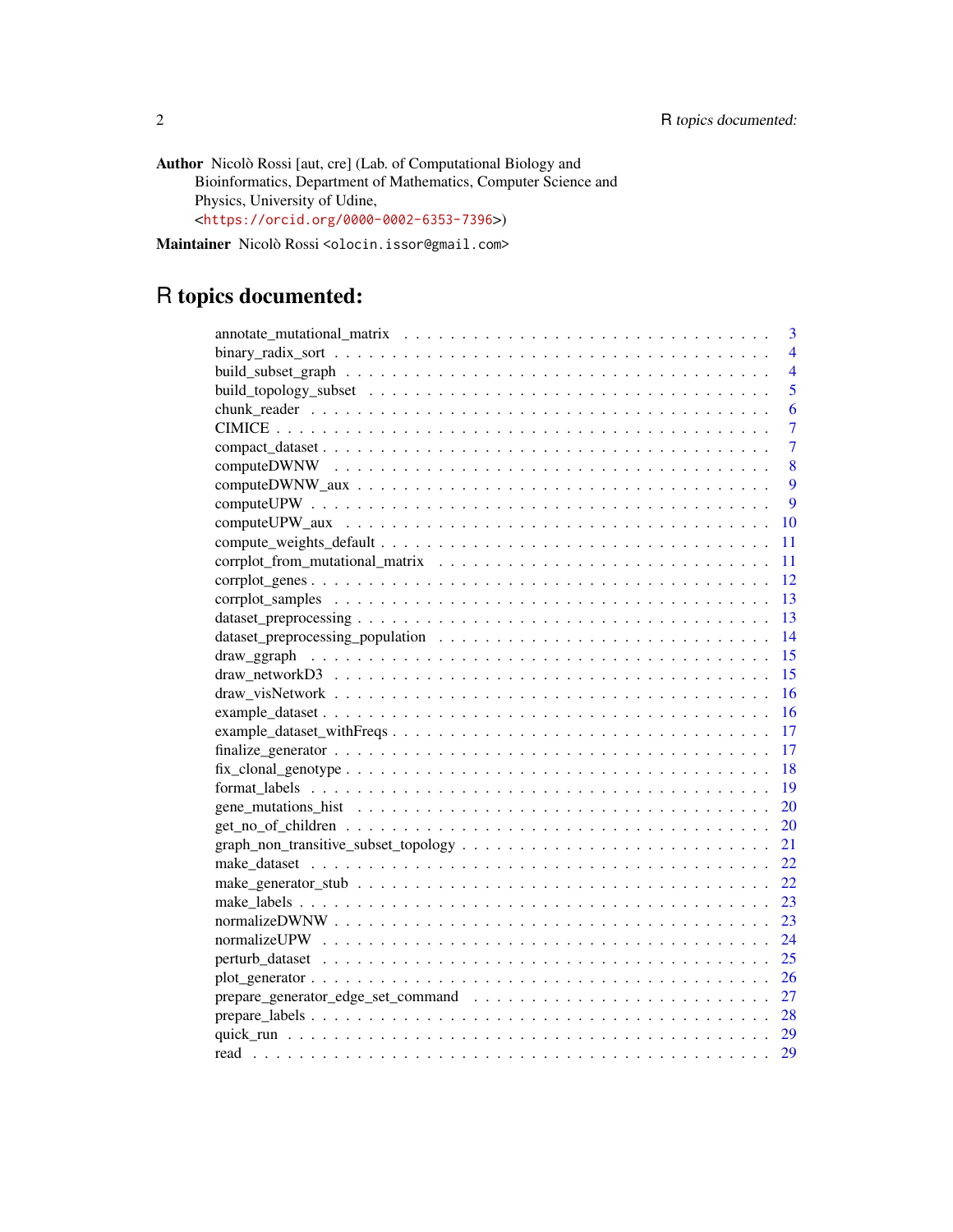**Author** Nicolò Rossi [aut, cre] (Lab. of Computational Biology and Bioinformatics, Department of Mathematics, Computer Science and Physics, University of Udine, <https://orcid.org/0000-0002-6353-7396>)

**Maintainer** Nicolò Rossi <olocin.issor@gmail.com>

# R topics documented:

| | |
|---|---|
| annotate_mutational_matrix | 3 |
| binary_radix_sort | 4 |
| build_subset_graph | 4 |
| build_topology_subset | 5 |
| chunk_reader | 6 |
| CIMICE | 7 |
| compact_dataset | 7 |
| computeDWNW | 8 |
| computeDWNW_aux | 9 |
| computeUPW | 9 |
| computeUPW_aux | 10 |
| compute_weights_default | 11 |
| corrplot_from_mutational_matrix | 11 |
| corrplot_genes | 12 |
| corrplot_samples | 13 |
| dataset_preprocessing | 13 |
| dataset_preprocessing_population | 14 |
| draw_ggraph | 15 |
| draw_networkD3 | 15 |
| draw_visNetwork | 16 |
| example_dataset | 16 |
| example_dataset_withFreqs | 17 |
| finalize_generator | 17 |
| fix_clonal_genotype | 18 |
| format_labels | 19 |
| gene_mutations_hist | 20 |
| get_no_of_children | 20 |
| graph_non_transitive_subset_topology | 21 |
| make_dataset | 22 |
| make_generator_stub | 22 |
| make_labels | 23 |
| normalizeDWNW | 23 |
| normalizeUPW | 24 |
| perturb_dataset | 25 |
| plot_generator | 26 |
| prepare_generator_edge_set_command | 27 |
| prepare_labels | 28 |
| quick_run | 29 |
| read | 29 |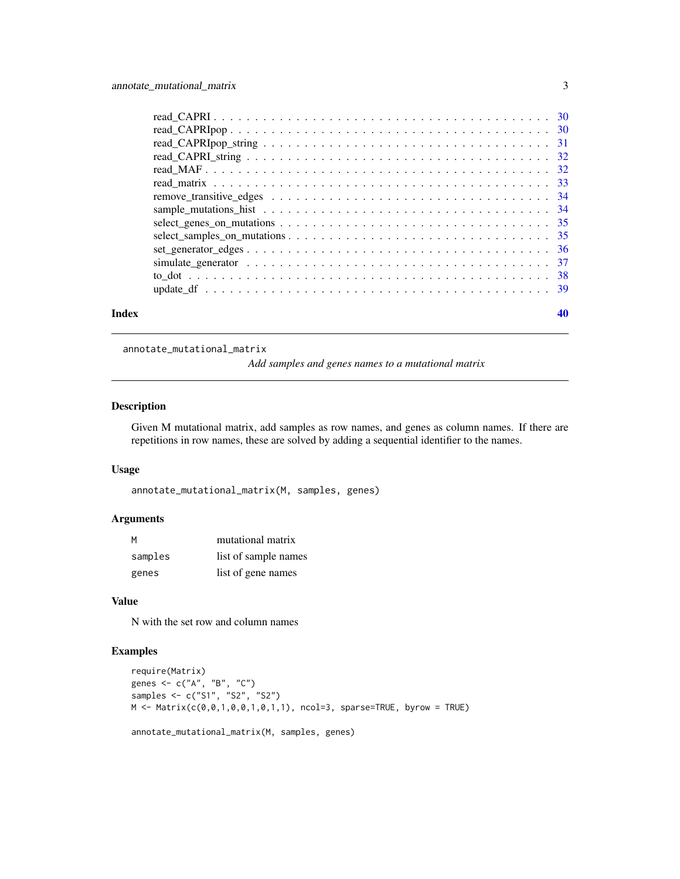read_CAPRI . . . . . . . . . . . . . . . . . . . . . . . . . . . . . . . . . . . . . . . . 30
read_CAPRIpop . . . . . . . . . . . . . . . . . . . . . . . . . . . . . . . . . . . . . . 30
read_CAPRIpop_string . . . . . . . . . . . . . . . . . . . . . . . . . . . . . . . . . . . 31
read_CAPRI_string . . . . . . . . . . . . . . . . . . . . . . . . . . . . . . . . . . . . . 32
read_MAF . . . . . . . . . . . . . . . . . . . . . . . . . . . . . . . . . . . . . . . . . 32
read_matrix . . . . . . . . . . . . . . . . . . . . . . . . . . . . . . . . . . . . . . . . 33
remove_transitive_edges . . . . . . . . . . . . . . . . . . . . . . . . . . . . . . . . . 34
sample_mutations_hist . . . . . . . . . . . . . . . . . . . . . . . . . . . . . . . . . . 34
select_genes_on_mutations . . . . . . . . . . . . . . . . . . . . . . . . . . . . . . . . 35
select_samples_on_mutations . . . . . . . . . . . . . . . . . . . . . . . . . . . . . . . 35
set_generator_edges . . . . . . . . . . . . . . . . . . . . . . . . . . . . . . . . . . . 36
simulate_generator . . . . . . . . . . . . . . . . . . . . . . . . . . . . . . . . . . . . 37
to_dot . . . . . . . . . . . . . . . . . . . . . . . . . . . . . . . . . . . . . . . . . . 38
update_df . . . . . . . . . . . . . . . . . . . . . . . . . . . . . . . . . . . . . . . . . 39

**Index** **40**

---

## annotate_mutational_matrix

*Add samples and genes names to a mutational matrix*

### Description

Given M mutational matrix, add samples as row names, and genes as column names. If there are repetitions in row names, these are solved by adding a sequential identifier to the names.

### Usage

```
annotate_mutational_matrix(M, samples, genes)
```

### Arguments

| | |
|---|---|
| `M` | mutational matrix |
| `samples` | list of sample names |
| `genes` | list of gene names |

### Value

N with the set row and column names

### Examples

```
require(Matrix)
genes <- c("A", "B", "C")
samples <- c("S1", "S2", "S2")
M <- Matrix(c(0,0,1,0,0,1,0,1,1), ncol=3, sparse=TRUE, byrow = TRUE)

annotate_mutational_matrix(M, samples, genes)
```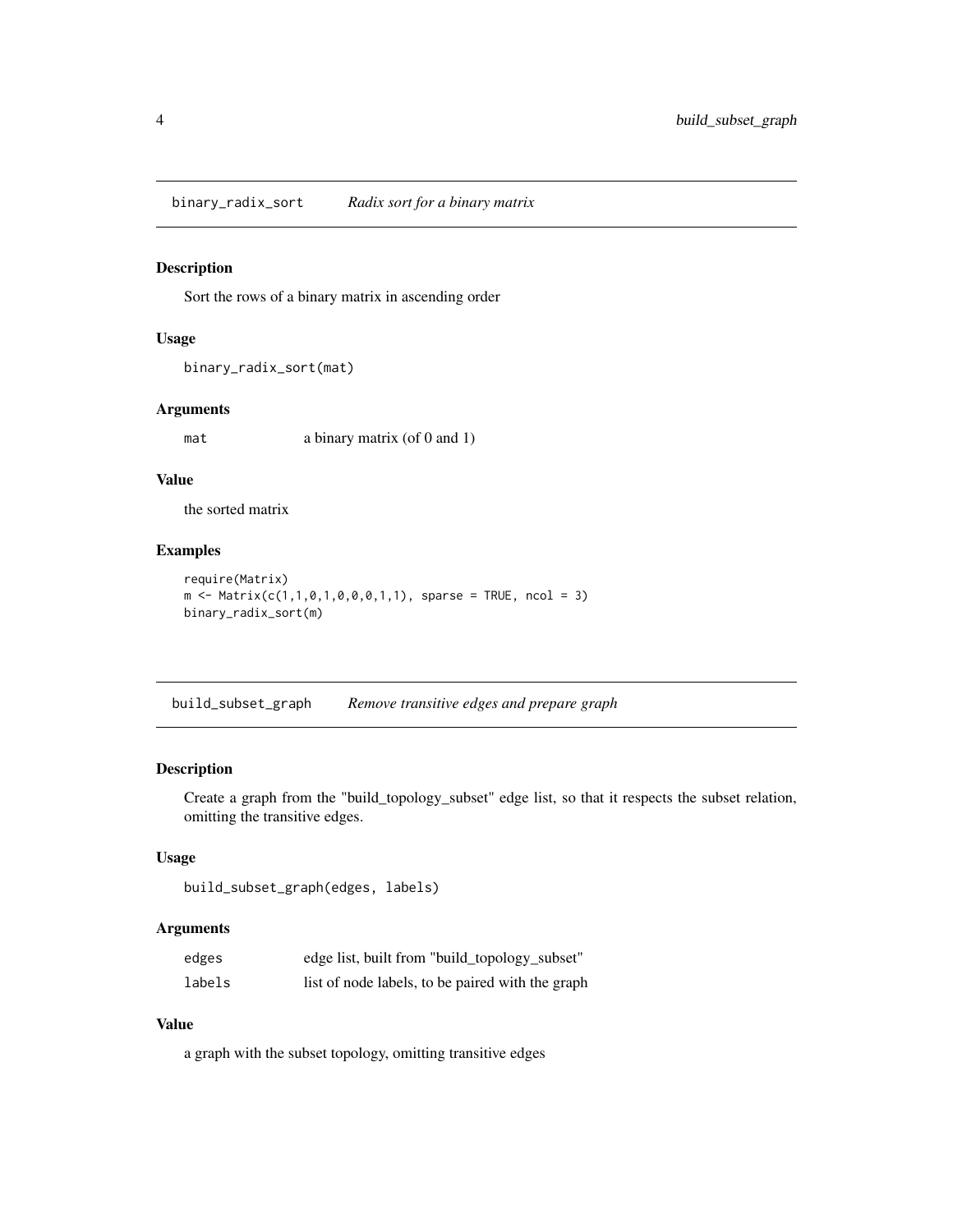## binary_radix_sort — *Radix sort for a binary matrix*

### Description

Sort the rows of a binary matrix in ascending order

### Usage

```
binary_radix_sort(mat)
```

### Arguments

| | |
|---|---|
| mat | a binary matrix (of 0 and 1) |

### Value

the sorted matrix

### Examples

```
require(Matrix)
m <- Matrix(c(1,1,0,1,0,0,0,1,1), sparse = TRUE, ncol = 3)
binary_radix_sort(m)
```

## build_subset_graph — *Remove transitive edges and prepare graph*

### Description

Create a graph from the "build_topology_subset" edge list, so that it respects the subset relation, omitting the transitive edges.

### Usage

```
build_subset_graph(edges, labels)
```

### Arguments

| | |
|---|---|
| edges | edge list, built from "build_topology_subset" |
| labels | list of node labels, to be paired with the graph |

### Value

a graph with the subset topology, omitting transitive edges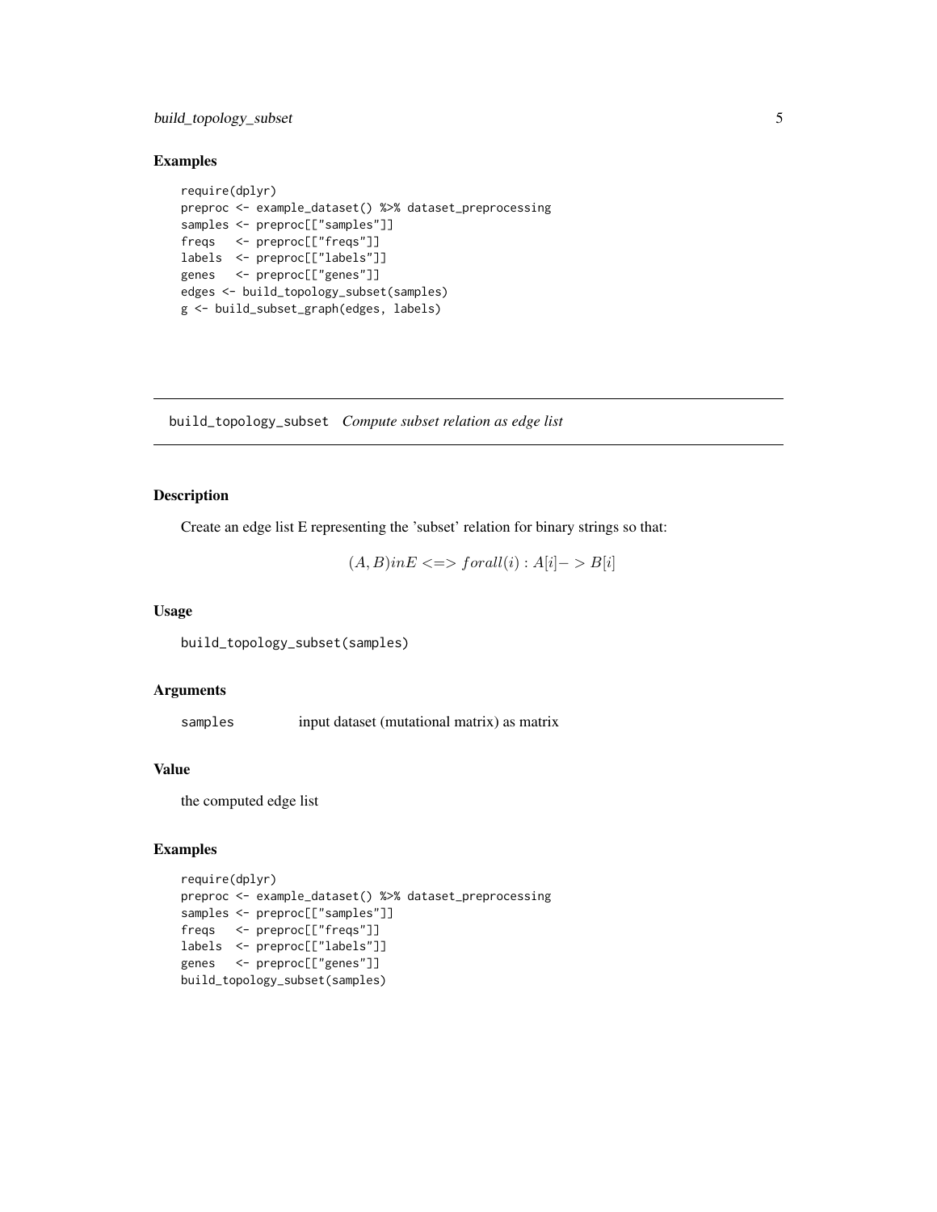## Examples

```
require(dplyr)
preproc <- example_dataset() %>% dataset_preprocessing
samples <- preproc[["samples"]]
freqs   <- preproc[["freqs"]]
labels  <- preproc[["labels"]]
genes   <- preproc[["genes"]]
edges <- build_topology_subset(samples)
g <- build_subset_graph(edges, labels)
```

---

## build_topology_subset *Compute subset relation as edge list*

### Description

Create an edge list E representing the 'subset' relation for binary strings so that:

$$(A, B) in E <=> forall(i) : A[i]- > B[i]$$

### Usage

```
build_topology_subset(samples)
```

### Arguments

| | |
|---|---|
| `samples` | input dataset (mutational matrix) as matrix |

### Value

the computed edge list

### Examples

```
require(dplyr)
preproc <- example_dataset() %>% dataset_preprocessing
samples <- preproc[["samples"]]
freqs   <- preproc[["freqs"]]
labels  <- preproc[["labels"]]
genes   <- preproc[["genes"]]
build_topology_subset(samples)
```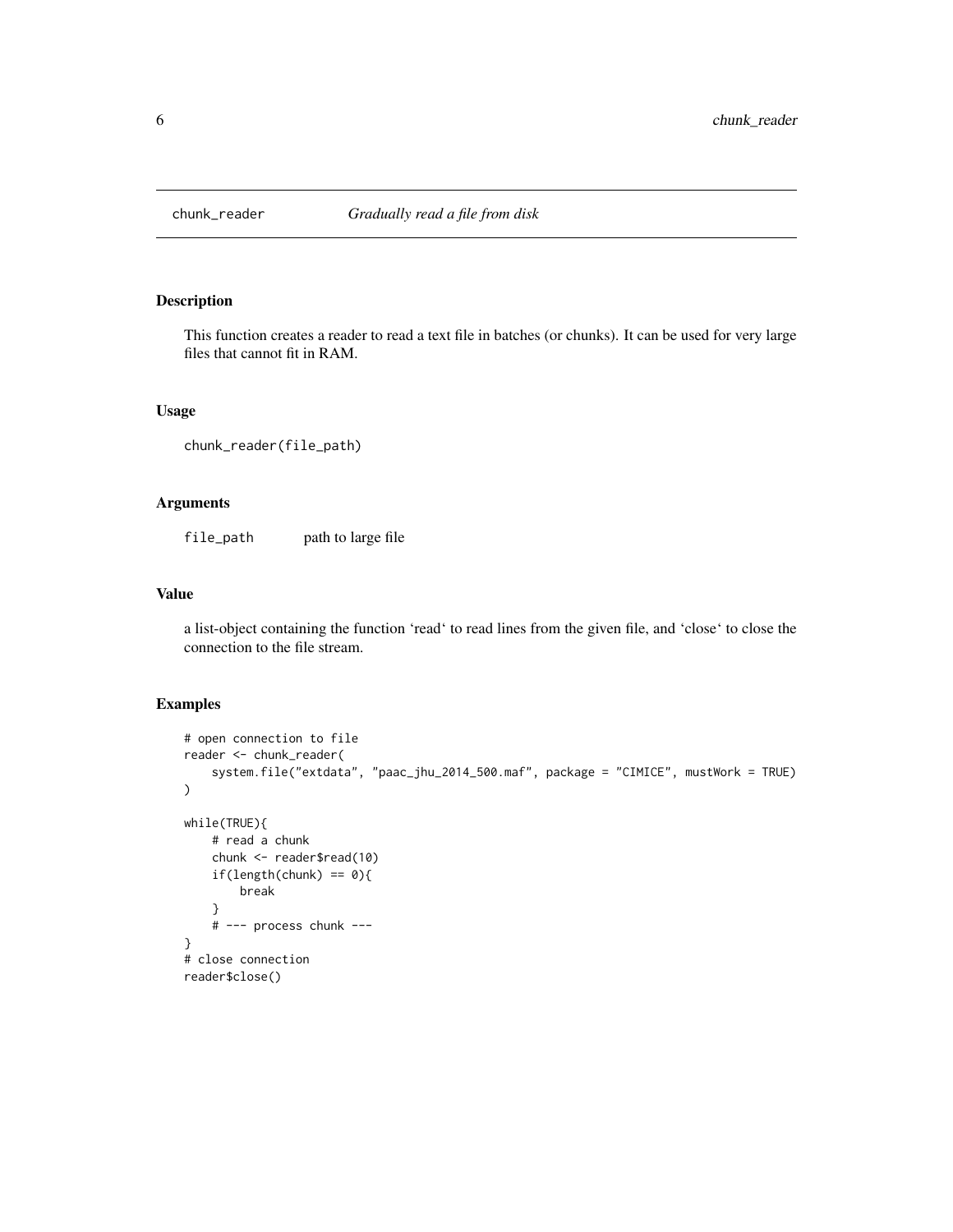# chunk_reader — *Gradually read a file from disk*

## Description

This function creates a reader to read a text file in batches (or chunks). It can be used for very large files that cannot fit in RAM.

## Usage

```
chunk_reader(file_path)
```

## Arguments

| | |
|---|---|
| file_path | path to large file |

## Value

a list-object containing the function 'read' to read lines from the given file, and 'close' to close the connection to the file stream.

## Examples

```
# open connection to file
reader <- chunk_reader(
    system.file("extdata", "paac_jhu_2014_500.maf", package = "CIMICE", mustWork = TRUE)
)

while(TRUE){
    # read a chunk
    chunk <- reader$read(10)
    if(length(chunk) == 0){
        break
    }
    # --- process chunk ---
}
# close connection
reader$close()
```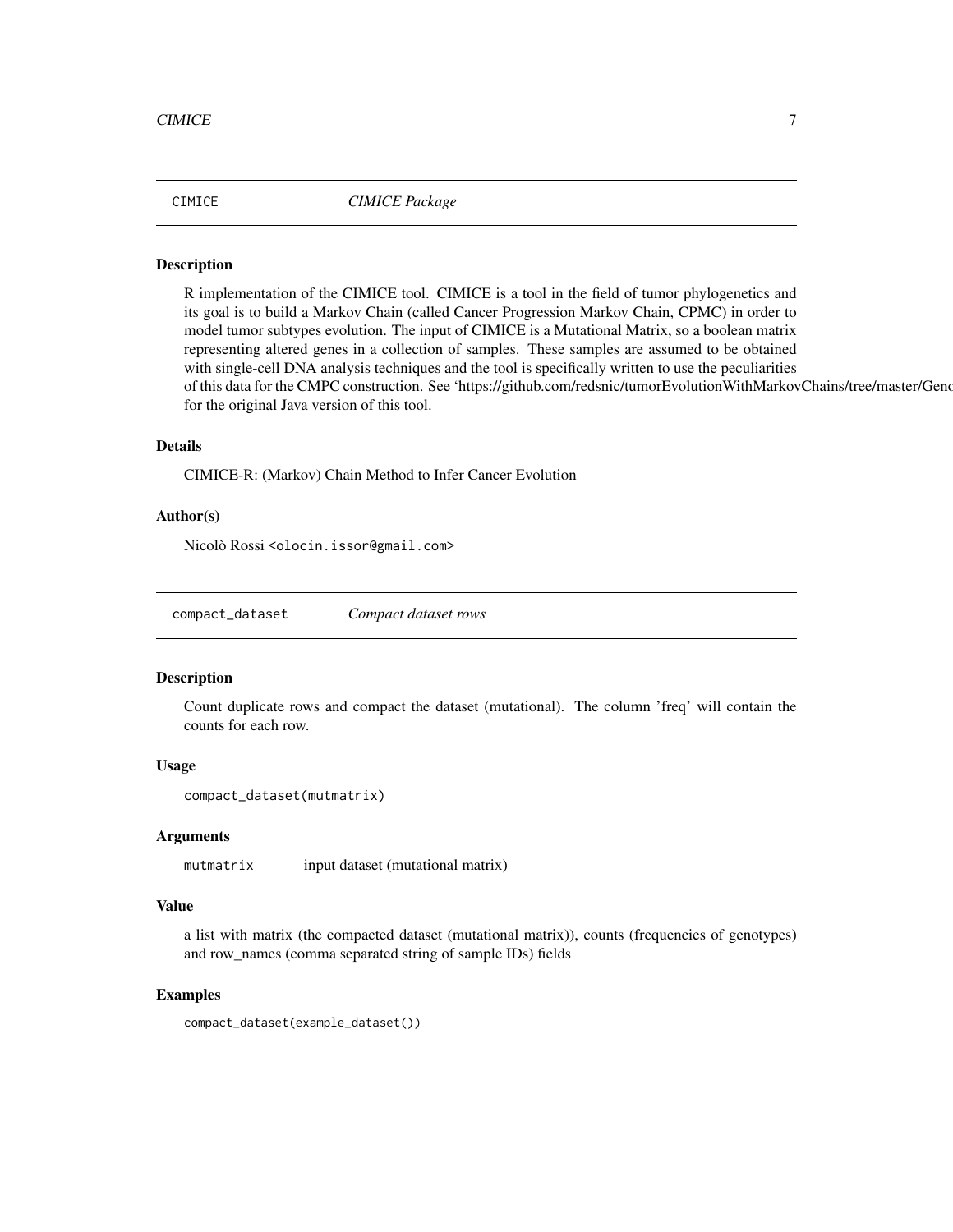## CIMICE — *CIMICE Package*

### Description

R implementation of the CIMICE tool. CIMICE is a tool in the field of tumor phylogenetics and its goal is to build a Markov Chain (called Cancer Progression Markov Chain, CPMC) in order to model tumor subtypes evolution. The input of CIMICE is a Mutational Matrix, so a boolean matrix representing altered genes in a collection of samples. These samples are assumed to be obtained with single-cell DNA analysis techniques and the tool is specifically written to use the peculiarities of this data for the CMPC construction. See 'https://github.com/redsnic/tumorEvolutionWithMarkovChains/tree/master/Genc for the original Java version of this tool.

### Details

CIMICE-R: (Markov) Chain Method to Infer Cancer Evolution

### Author(s)

Nicolò Rossi <olocin.issor@gmail.com>

## compact_dataset — *Compact dataset rows*

### Description

Count duplicate rows and compact the dataset (mutational). The column 'freq' will contain the counts for each row.

### Usage

```
compact_dataset(mutmatrix)
```

### Arguments

| | |
|---|---|
| mutmatrix | input dataset (mutational matrix) |

### Value

a list with matrix (the compacted dataset (mutational matrix)), counts (frequencies of genotypes) and row_names (comma separated string of sample IDs) fields

### Examples

```
compact_dataset(example_dataset())
```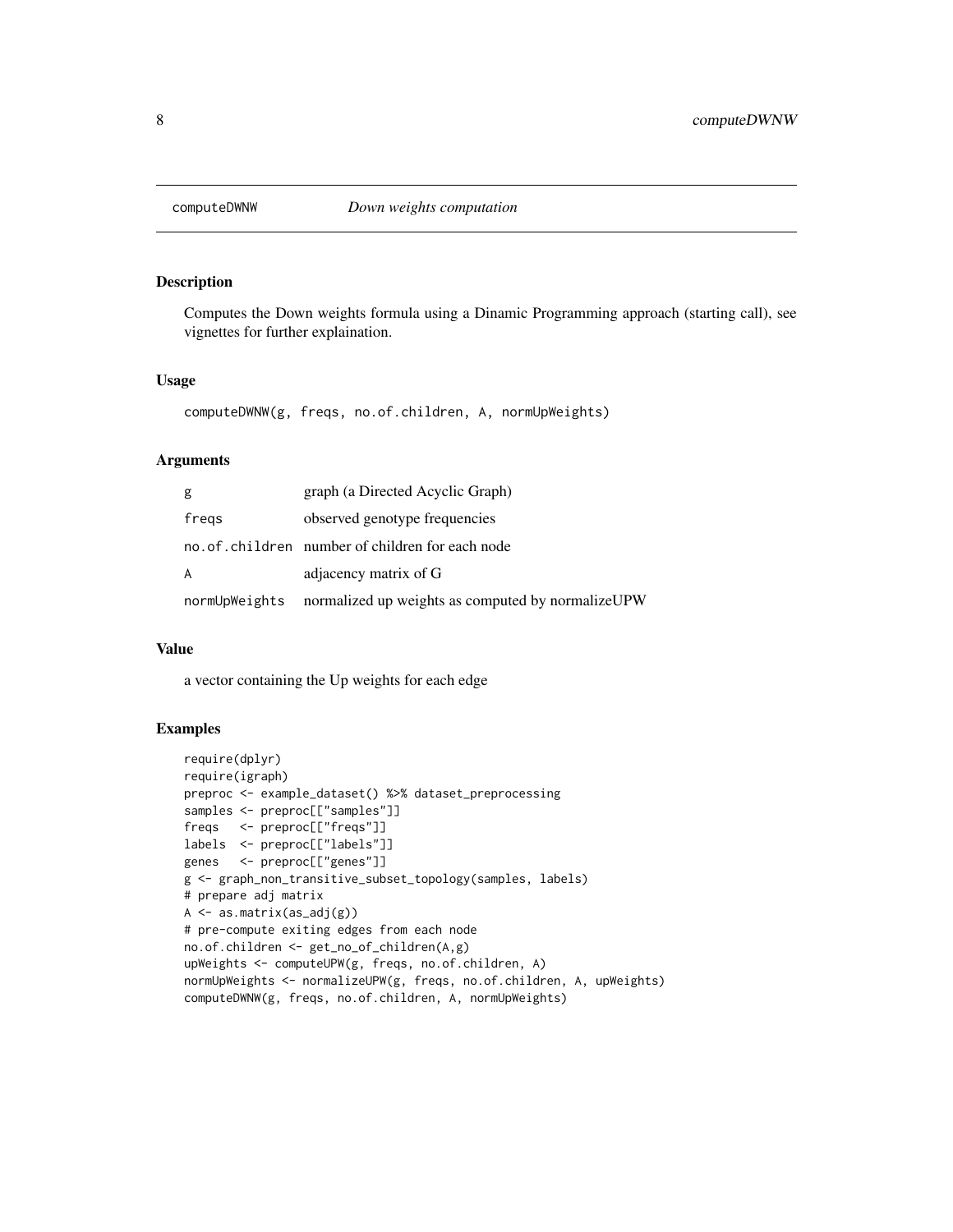# computeDWNW    *Down weights computation*

## Description

Computes the Down weights formula using a Dinamic Programming approach (starting call), see vignettes for further explaination.

## Usage

```
computeDWNW(g, freqs, no.of.children, A, normUpWeights)
```

## Arguments

| | |
|---|---|
| g | graph (a Directed Acyclic Graph) |
| freqs | observed genotype frequencies |
| no.of.children | number of children for each node |
| A | adjacency matrix of G |
| normUpWeights | normalized up weights as computed by normalizeUPW |

## Value

a vector containing the Up weights for each edge

## Examples

```
require(dplyr)
require(igraph)
preproc <- example_dataset() %>% dataset_preprocessing
samples <- preproc[["samples"]]
freqs   <- preproc[["freqs"]]
labels  <- preproc[["labels"]]
genes   <- preproc[["genes"]]
g <- graph_non_transitive_subset_topology(samples, labels)
# prepare adj matrix
A <- as.matrix(as_adj(g))
# pre-compute exiting edges from each node
no.of.children <- get_no_of_children(A,g)
upWeights <- computeUPW(g, freqs, no.of.children, A)
normUpWeights <- normalizeUPW(g, freqs, no.of.children, A, upWeights)
computeDWNW(g, freqs, no.of.children, A, normUpWeights)
```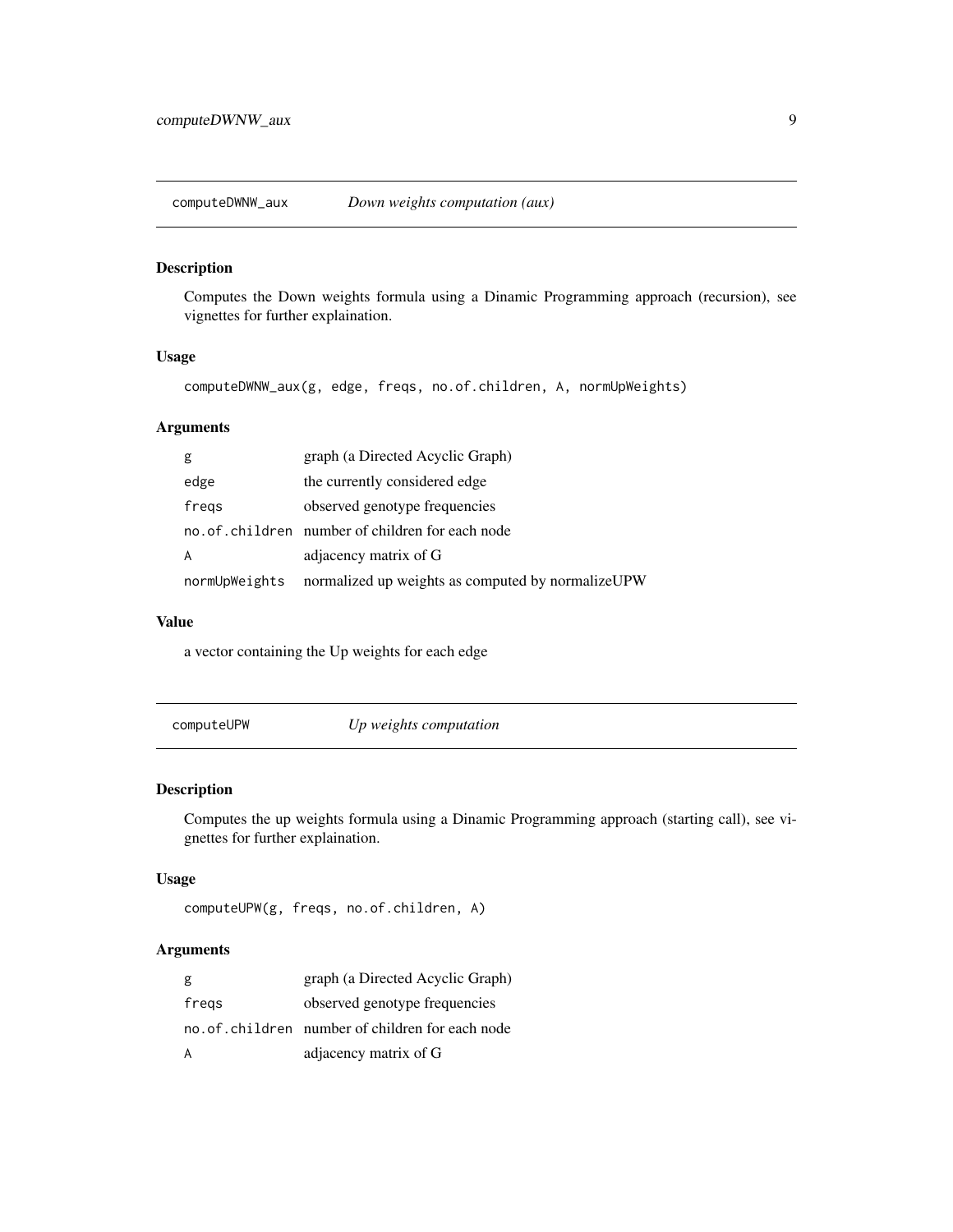## computeDWNW_aux — *Down weights computation (aux)*

### Description

Computes the Down weights formula using a Dinamic Programming approach (recursion), see vignettes for further explaination.

### Usage

```
computeDWNW_aux(g, edge, freqs, no.of.children, A, normUpWeights)
```

### Arguments

| | |
|---|---|
| `g` | graph (a Directed Acyclic Graph) |
| `edge` | the currently considered edge |
| `freqs` | observed genotype frequencies |
| `no.of.children` | number of children for each node |
| `A` | adjacency matrix of G |
| `normUpWeights` | normalized up weights as computed by normalizeUPW |

### Value

a vector containing the Up weights for each edge

## computeUPW — *Up weights computation*

### Description

Computes the up weights formula using a Dinamic Programming approach (starting call), see vignettes for further explaination.

### Usage

```
computeUPW(g, freqs, no.of.children, A)
```

### Arguments

| | |
|---|---|
| `g` | graph (a Directed Acyclic Graph) |
| `freqs` | observed genotype frequencies |
| `no.of.children` | number of children for each node |
| `A` | adjacency matrix of G |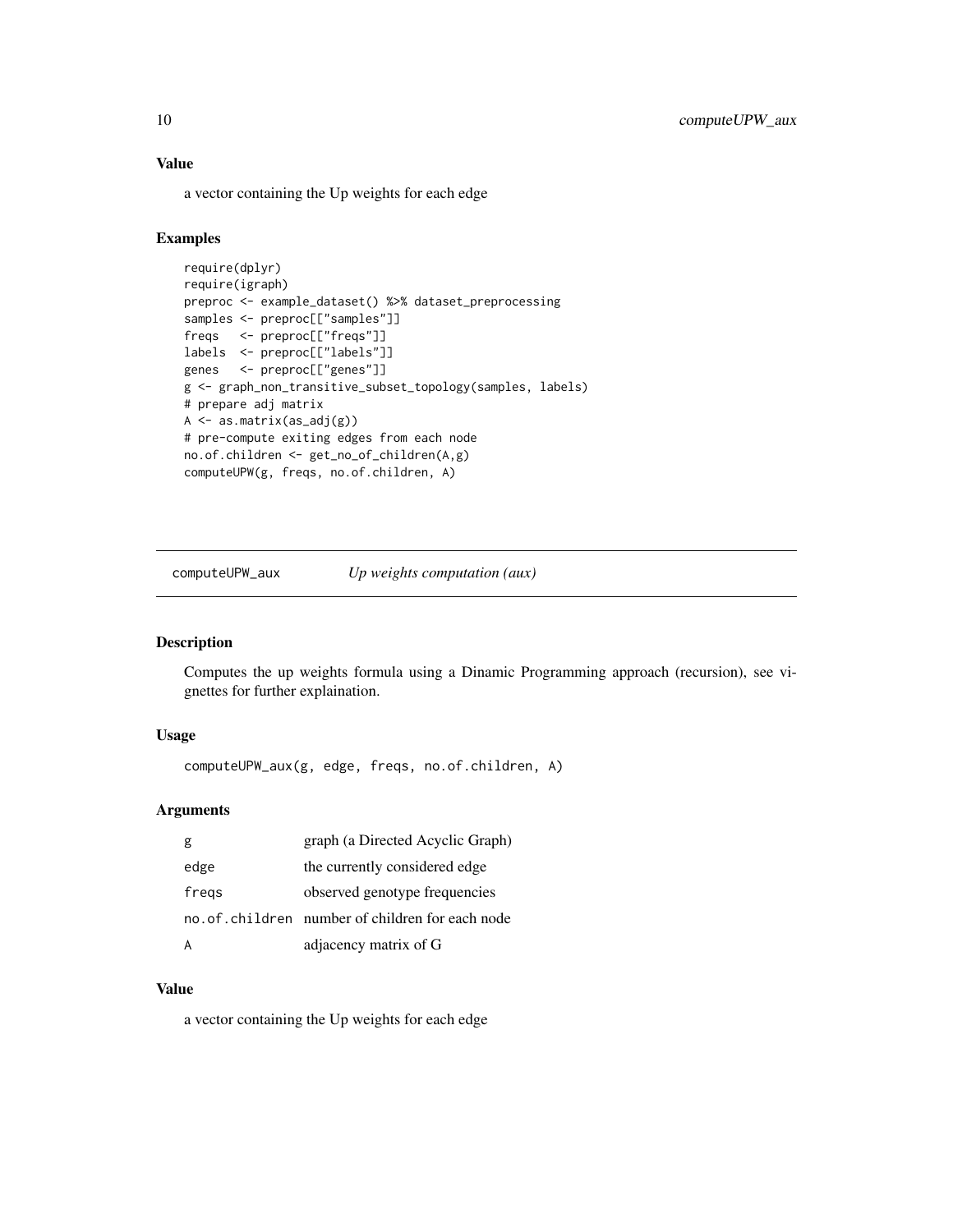### Value

a vector containing the Up weights for each edge

### Examples

```
require(dplyr)
require(igraph)
preproc <- example_dataset() %>% dataset_preprocessing
samples <- preproc[["samples"]]
freqs   <- preproc[["freqs"]]
labels  <- preproc[["labels"]]
genes   <- preproc[["genes"]]
g <- graph_non_transitive_subset_topology(samples, labels)
# prepare adj matrix
A <- as.matrix(as_adj(g))
# pre-compute exiting edges from each node
no.of.children <- get_no_of_children(A,g)
computeUPW(g, freqs, no.of.children, A)
```

---

## computeUPW_aux — *Up weights computation (aux)*

### Description

Computes the up weights formula using a Dinamic Programming approach (recursion), see vignettes for further explaination.

### Usage

```
computeUPW_aux(g, edge, freqs, no.of.children, A)
```

### Arguments

| | |
|---|---|
| g | graph (a Directed Acyclic Graph) |
| edge | the currently considered edge |
| freqs | observed genotype frequencies |
| no.of.children | number of children for each node |
| A | adjacency matrix of G |

### Value

a vector containing the Up weights for each edge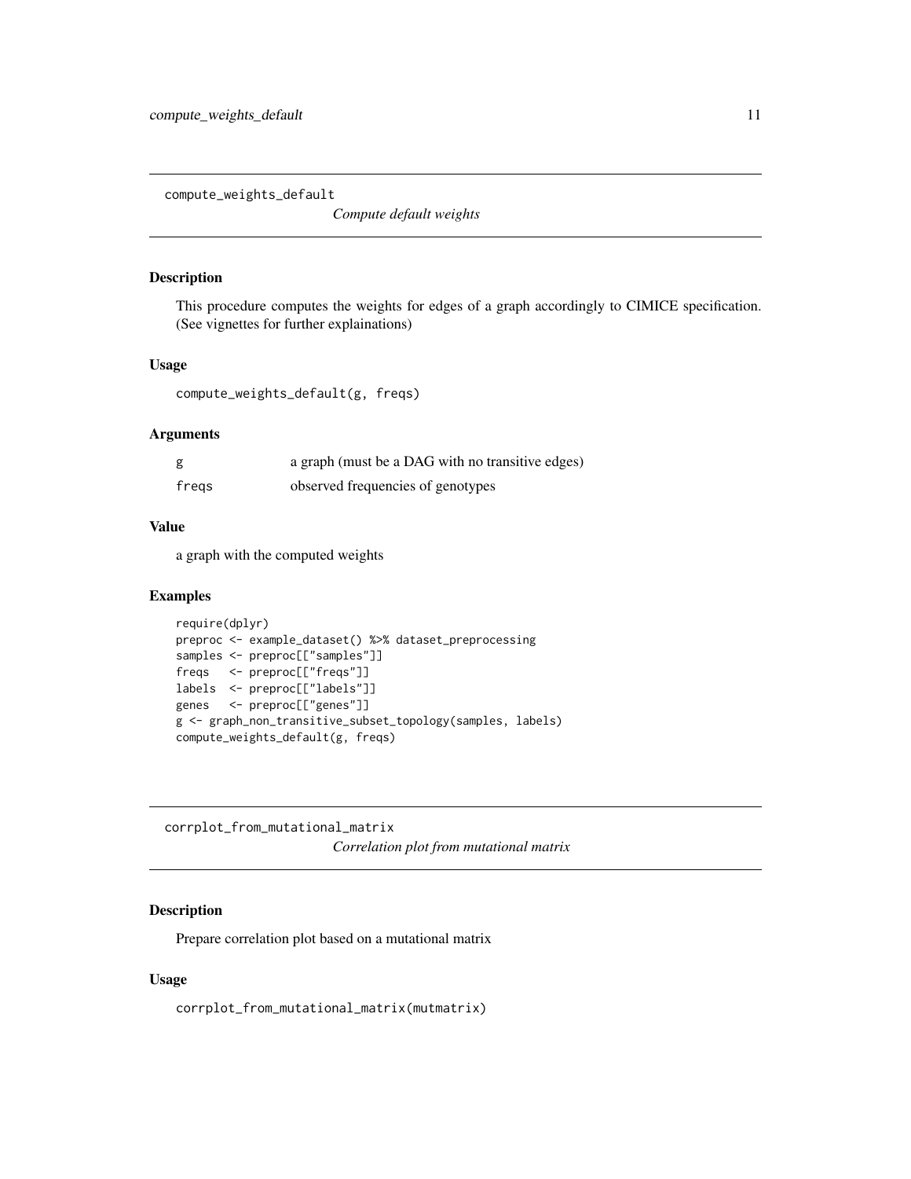## compute_weights_default

*Compute default weights*

### Description

This procedure computes the weights for edges of a graph accordingly to CIMICE specification. (See vignettes for further explainations)

### Usage

```
compute_weights_default(g, freqs)
```

### Arguments

| | |
|---|---|
| g | a graph (must be a DAG with no transitive edges) |
| freqs | observed frequencies of genotypes |

### Value

a graph with the computed weights

### Examples

```
require(dplyr)
preproc <- example_dataset() %>% dataset_preprocessing
samples <- preproc[["samples"]]
freqs   <- preproc[["freqs"]]
labels  <- preproc[["labels"]]
genes   <- preproc[["genes"]]
g <- graph_non_transitive_subset_topology(samples, labels)
compute_weights_default(g, freqs)
```

## corrplot_from_mutational_matrix

*Correlation plot from mutational matrix*

### Description

Prepare correlation plot based on a mutational matrix

### Usage

```
corrplot_from_mutational_matrix(mutmatrix)
```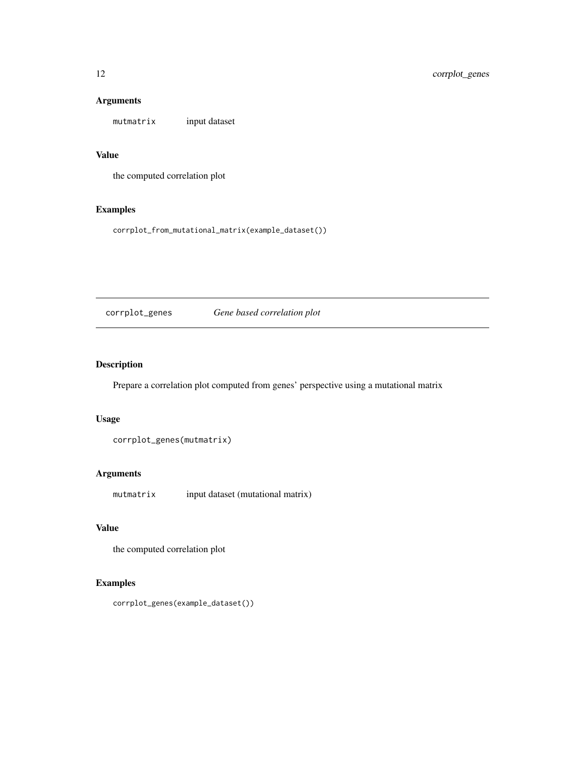### Arguments

mutmatrix    input dataset

### Value

the computed correlation plot

### Examples

```
corrplot_from_mutational_matrix(example_dataset())
```

---

## corrplot_genes    *Gene based correlation plot*

---

### Description

Prepare a correlation plot computed from genes' perspective using a mutational matrix

### Usage

```
corrplot_genes(mutmatrix)
```

### Arguments

mutmatrix    input dataset (mutational matrix)

### Value

the computed correlation plot

### Examples

```
corrplot_genes(example_dataset())
```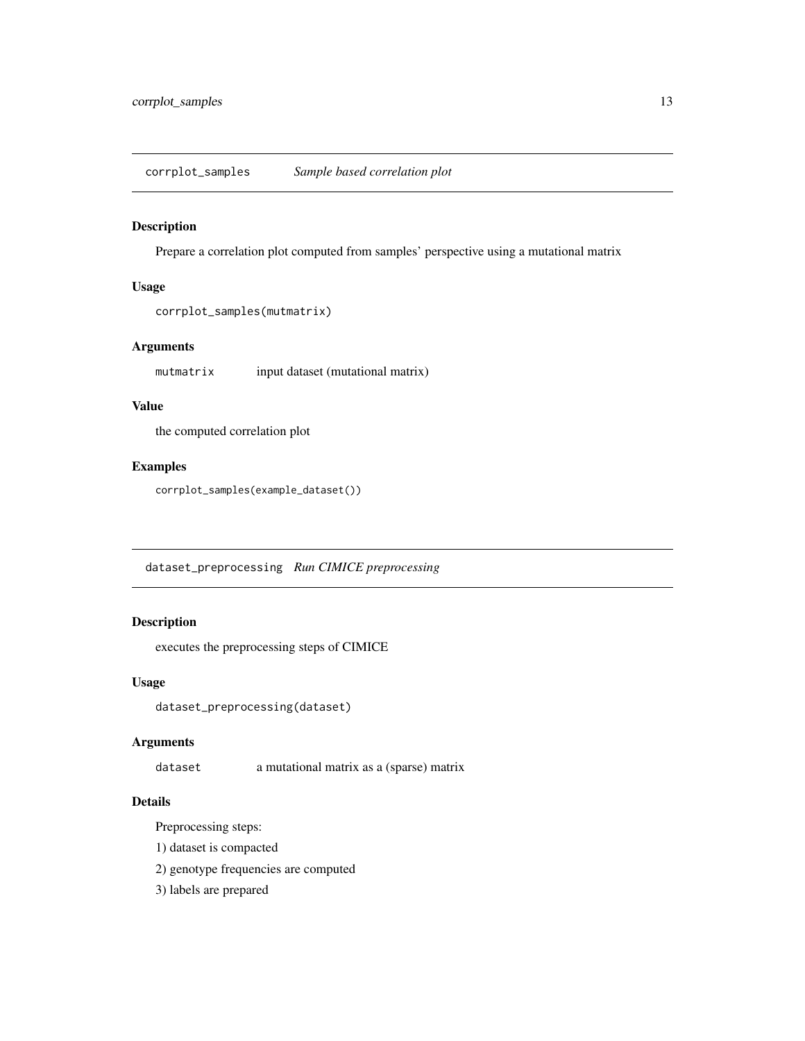## corrplot_samples *Sample based correlation plot*

### Description

Prepare a correlation plot computed from samples' perspective using a mutational matrix

### Usage

```
corrplot_samples(mutmatrix)
```

### Arguments

| | |
|---|---|
| mutmatrix | input dataset (mutational matrix) |

### Value

the computed correlation plot

### Examples

```
corrplot_samples(example_dataset())
```

## dataset_preprocessing *Run CIMICE preprocessing*

### Description

executes the preprocessing steps of CIMICE

### Usage

```
dataset_preprocessing(dataset)
```

### Arguments

| | |
|---|---|
| dataset | a mutational matrix as a (sparse) matrix |

### Details

Preprocessing steps:

1) dataset is compacted

2) genotype frequencies are computed

3) labels are prepared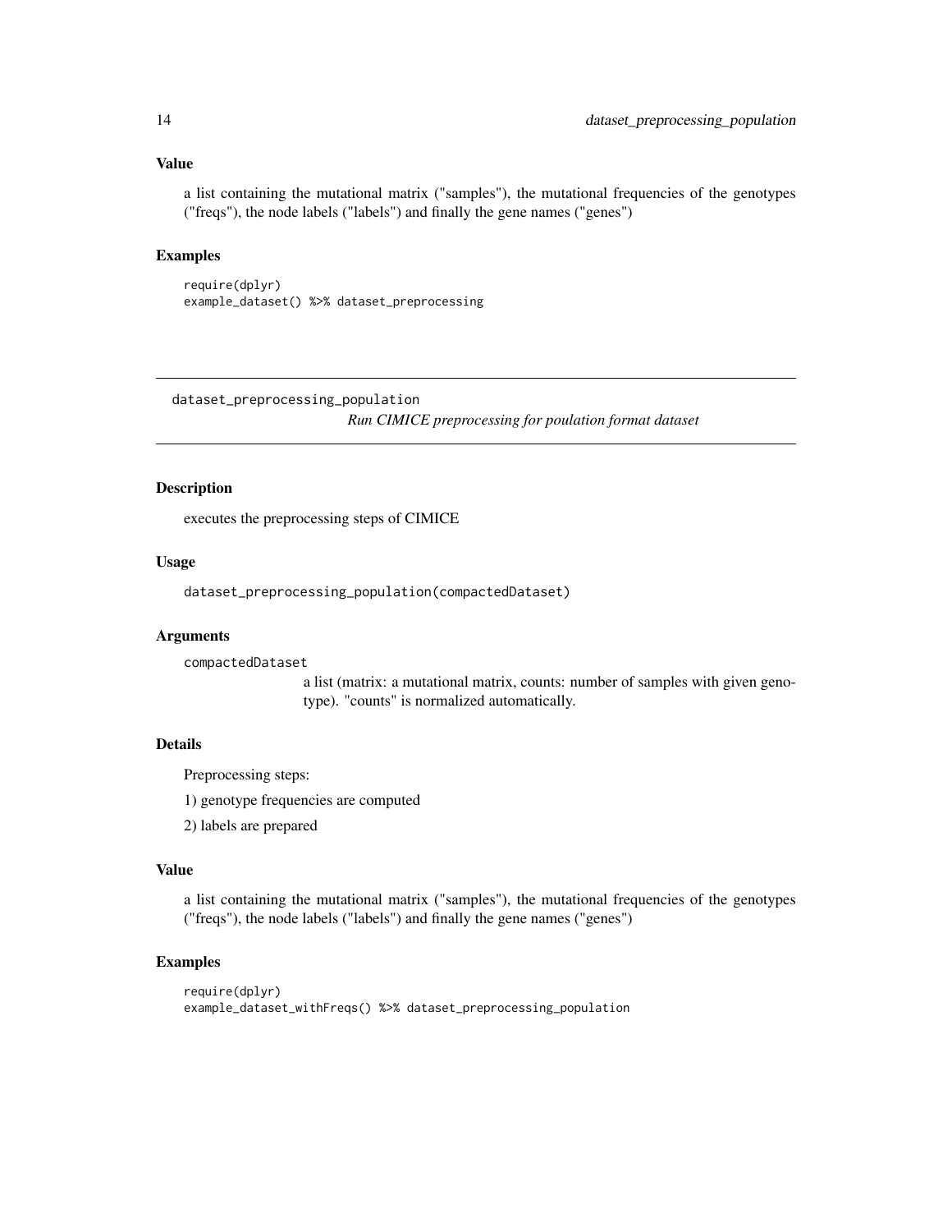### Value

a list containing the mutational matrix ("samples"), the mutational frequencies of the genotypes ("freqs"), the node labels ("labels") and finally the gene names ("genes")

### Examples

```
require(dplyr)
example_dataset() %>% dataset_preprocessing
```

---

## dataset_preprocessing_population

*Run CIMICE preprocessing for poulation format dataset*

---

### Description

executes the preprocessing steps of CIMICE

### Usage

```
dataset_preprocessing_population(compactedDataset)
```

### Arguments

`compactedDataset`
: a list (matrix: a mutational matrix, counts: number of samples with given genotype). "counts" is normalized automatically.

### Details

Preprocessing steps:

1) genotype frequencies are computed

2) labels are prepared

### Value

a list containing the mutational matrix ("samples"), the mutational frequencies of the genotypes ("freqs"), the node labels ("labels") and finally the gene names ("genes")

### Examples

```
require(dplyr)
example_dataset_withFreqs() %>% dataset_preprocessing_population
```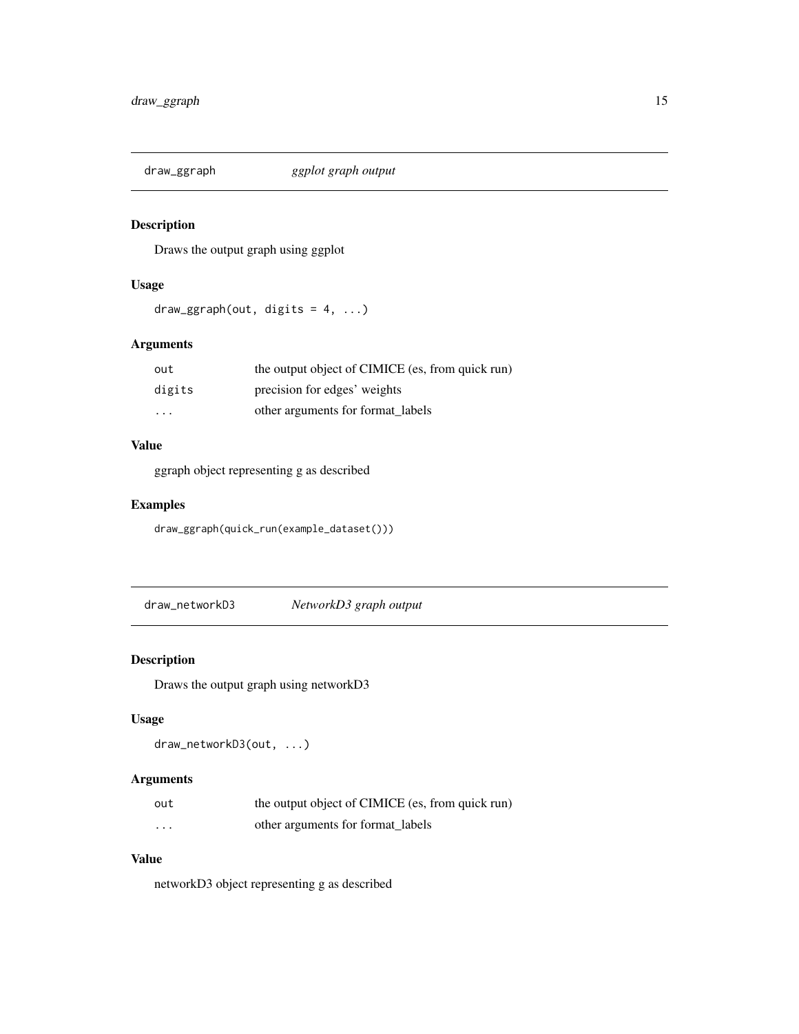## draw_ggraph    *ggplot graph output*

### Description

Draws the output graph using ggplot

### Usage

```
draw_ggraph(out, digits = 4, ...)
```

### Arguments

| | |
|---|---|
| out | the output object of CIMICE (es, from quick run) |
| digits | precision for edges' weights |
| ... | other arguments for format_labels |

### Value

ggraph object representing g as described

### Examples

```
draw_ggraph(quick_run(example_dataset()))
```

## draw_networkD3    *NetworkD3 graph output*

### Description

Draws the output graph using networkD3

### Usage

```
draw_networkD3(out, ...)
```

### Arguments

| | |
|---|---|
| out | the output object of CIMICE (es, from quick run) |
| ... | other arguments for format_labels |

### Value

networkD3 object representing g as described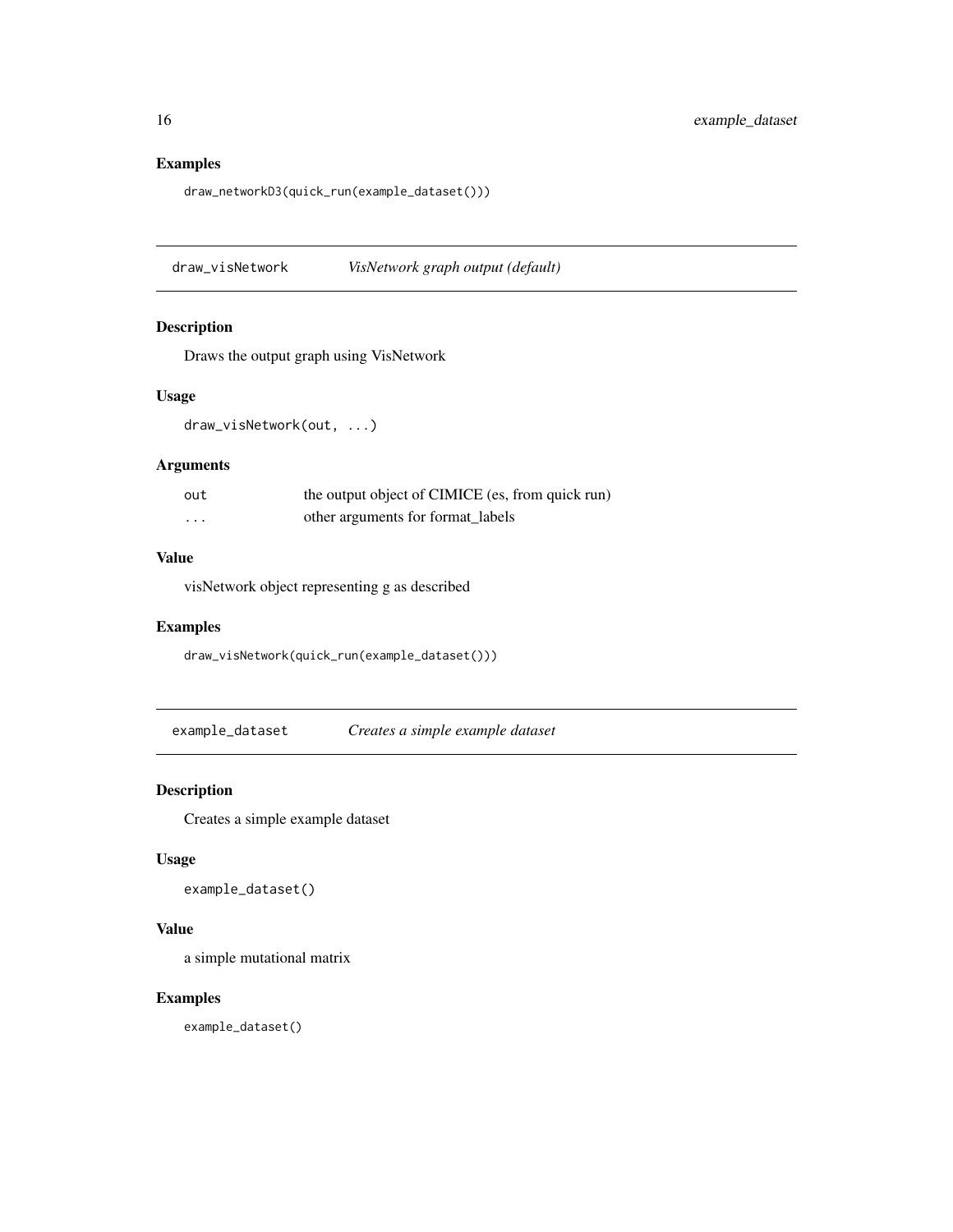## Examples

```
draw_networkD3(quick_run(example_dataset()))
```

---

# draw_visNetwork *VisNetwork graph output (default)*

## Description

Draws the output graph using VisNetwork

## Usage

```
draw_visNetwork(out, ...)
```

## Arguments

| | |
|---|---|
| out | the output object of CIMICE (es, from quick run) |
| ... | other arguments for format_labels |

## Value

visNetwork object representing g as described

## Examples

```
draw_visNetwork(quick_run(example_dataset()))
```

---

# example_dataset *Creates a simple example dataset*

## Description

Creates a simple example dataset

## Usage

```
example_dataset()
```

## Value

a simple mutational matrix

## Examples

```
example_dataset()
```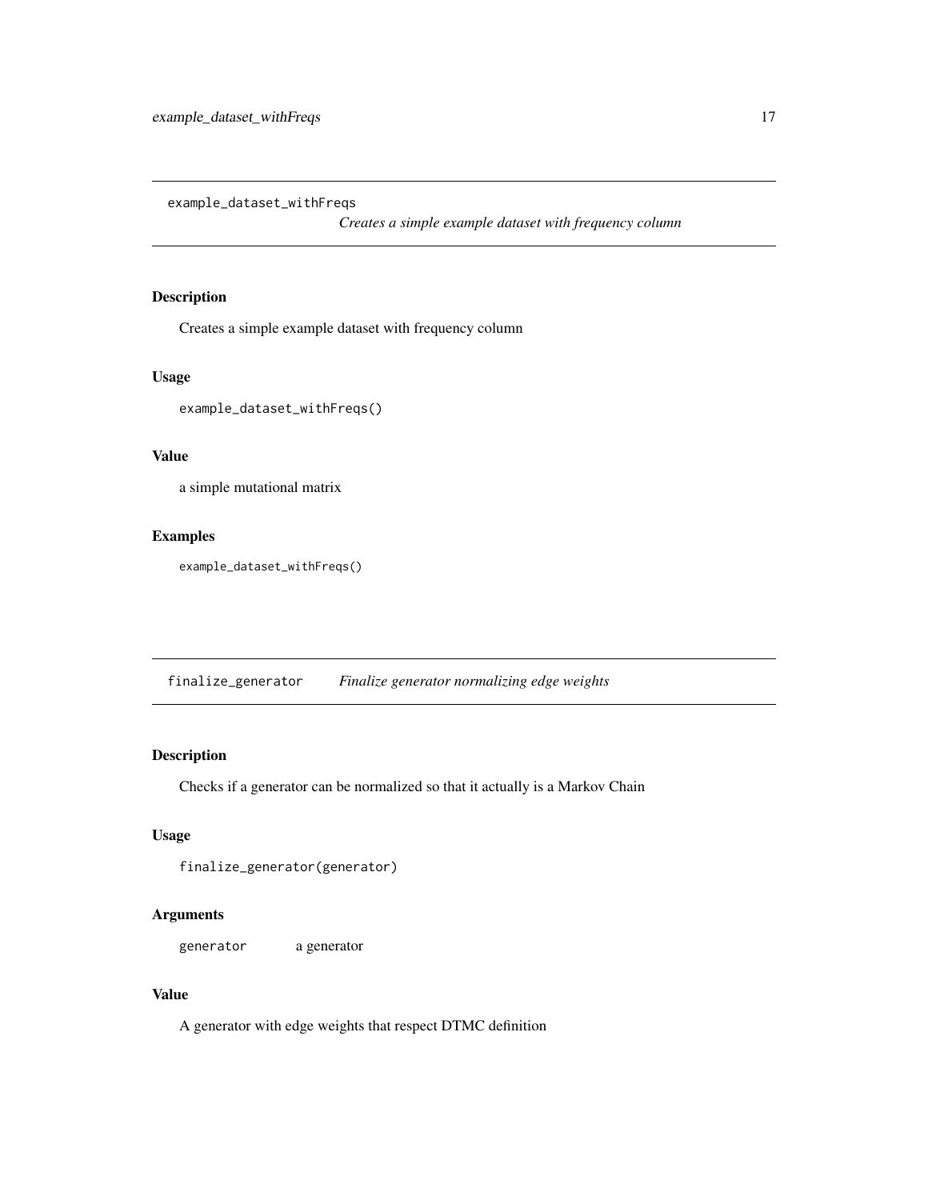## example_dataset_withFreqs

*Creates a simple example dataset with frequency column*

### Description

Creates a simple example dataset with frequency column

### Usage

```
example_dataset_withFreqs()
```

### Value

a simple mutational matrix

### Examples

```
example_dataset_withFreqs()
```

## finalize_generator

*Finalize generator normalizing edge weights*

### Description

Checks if a generator can be normalized so that it actually is a Markov Chain

### Usage

```
finalize_generator(generator)
```

### Arguments

| | |
|---|---|
| generator | a generator |

### Value

A generator with edge weights that respect DTMC definition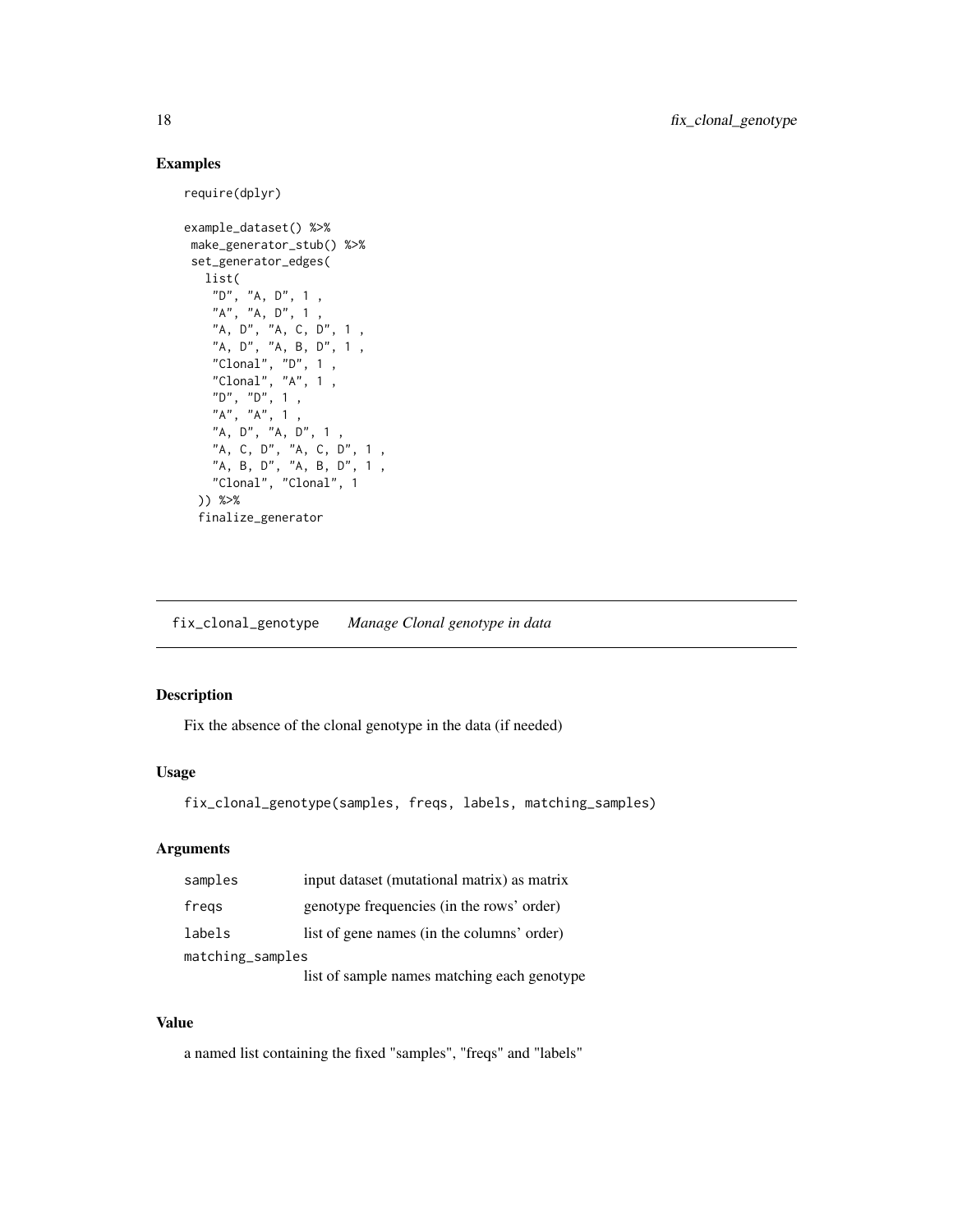## Examples

```
require(dplyr)

example_dataset() %>%
 make_generator_stub() %>%
 set_generator_edges(
   list(
     "D", "A, D", 1 ,
     "A", "A, D", 1 ,
     "A, D", "A, C, D", 1 ,
     "A, D", "A, B, D", 1 ,
     "Clonal", "D", 1 ,
     "Clonal", "A", 1 ,
     "D", "D", 1 ,
     "A", "A", 1 ,
     "A, D", "A, D", 1 ,
     "A, C, D", "A, C, D", 1 ,
     "A, B, D", "A, B, D", 1 ,
     "Clonal", "Clonal", 1
   )) %>%
   finalize_generator
```

---

# fix_clonal_genotype    *Manage Clonal genotype in data*

## Description

Fix the absence of the clonal genotype in the data (if needed)

## Usage

```
fix_clonal_genotype(samples, freqs, labels, matching_samples)
```

## Arguments

| | |
|---|---|
| samples | input dataset (mutational matrix) as matrix |
| freqs | genotype frequencies (in the rows' order) |
| labels | list of gene names (in the columns' order) |
| matching_samples | list of sample names matching each genotype |

## Value

a named list containing the fixed "samples", "freqs" and "labels"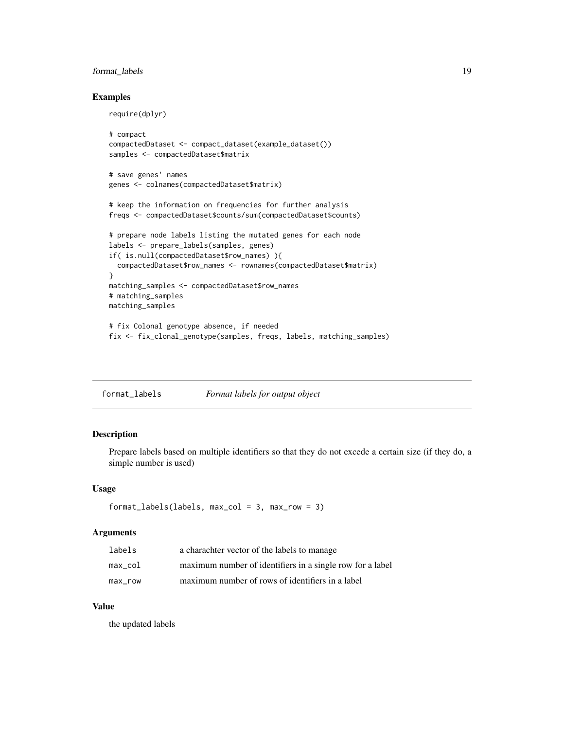### Examples

```
require(dplyr)

# compact
compactedDataset <- compact_dataset(example_dataset())
samples <- compactedDataset$matrix

# save genes' names
genes <- colnames(compactedDataset$matrix)

# keep the information on frequencies for further analysis
freqs <- compactedDataset$counts/sum(compactedDataset$counts)

# prepare node labels listing the mutated genes for each node
labels <- prepare_labels(samples, genes)
if( is.null(compactedDataset$row_names) ){
  compactedDataset$row_names <- rownames(compactedDataset$matrix)
}
matching_samples <- compactedDataset$row_names
# matching_samples
matching_samples

# fix Colonal genotype absence, if needed
fix <- fix_clonal_genotype(samples, freqs, labels, matching_samples)
```

---

## format_labels *Format labels for output object*

### Description

Prepare labels based on multiple identifiers so that they do not excede a certain size (if they do, a simple number is used)

### Usage

```
format_labels(labels, max_col = 3, max_row = 3)
```

### Arguments

| | |
|---|---|
| labels | a charachter vector of the labels to manage |
| max_col | maximum number of identifiers in a single row for a label |
| max_row | maximum number of rows of identifiers in a label |

### Value

the updated labels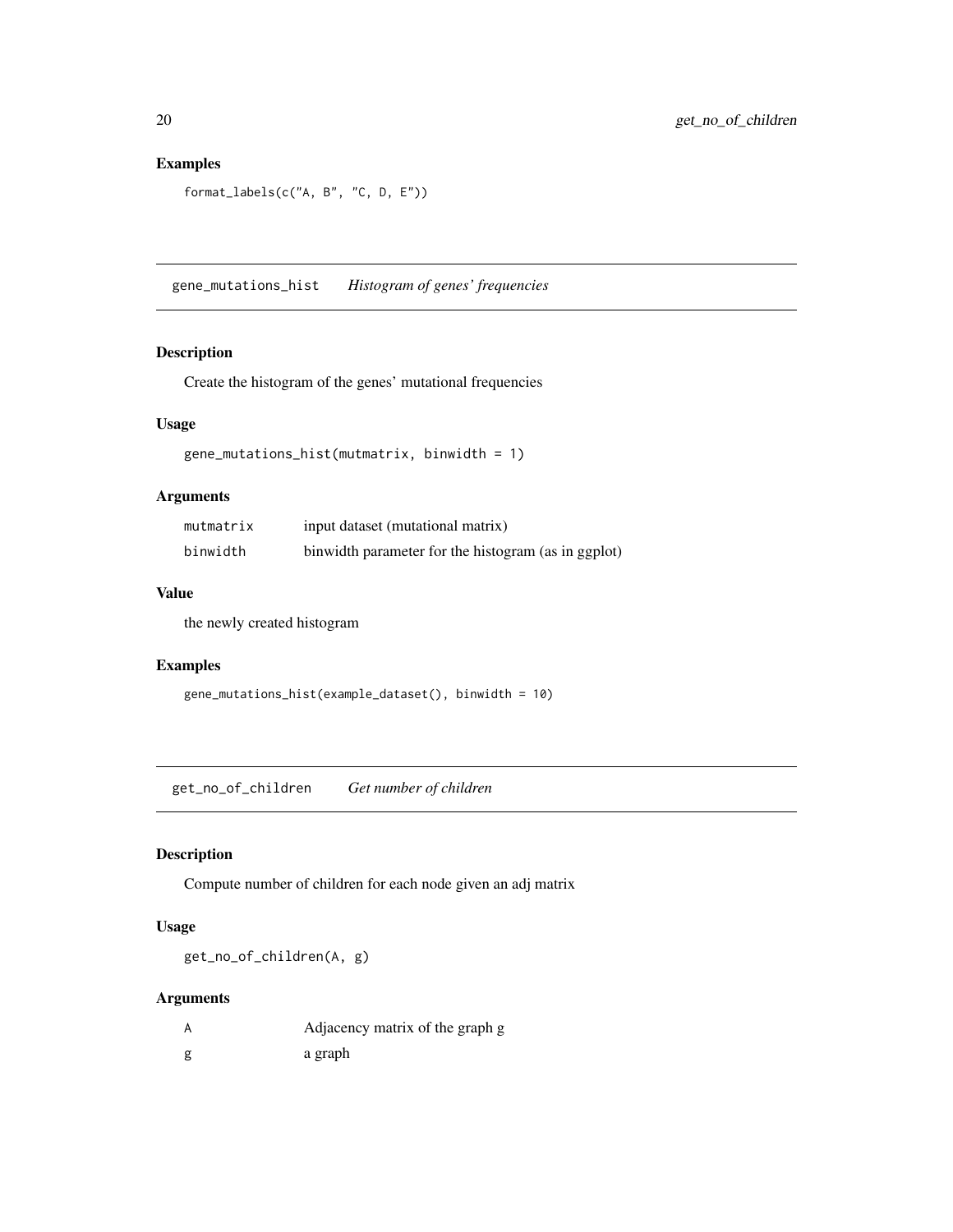### Examples

```
format_labels(c("A, B", "C, D, E"))
```

## gene_mutations_hist *Histogram of genes' frequencies*

### Description

Create the histogram of the genes' mutational frequencies

### Usage

```
gene_mutations_hist(mutmatrix, binwidth = 1)
```

### Arguments

| | |
|---|---|
| mutmatrix | input dataset (mutational matrix) |
| binwidth | binwidth parameter for the histogram (as in ggplot) |

### Value

the newly created histogram

### Examples

```
gene_mutations_hist(example_dataset(), binwidth = 10)
```

## get_no_of_children *Get number of children*

### Description

Compute number of children for each node given an adj matrix

### Usage

```
get_no_of_children(A, g)
```

### Arguments

| | |
|---|---|
| A | Adjacency matrix of the graph g |
| g | a graph |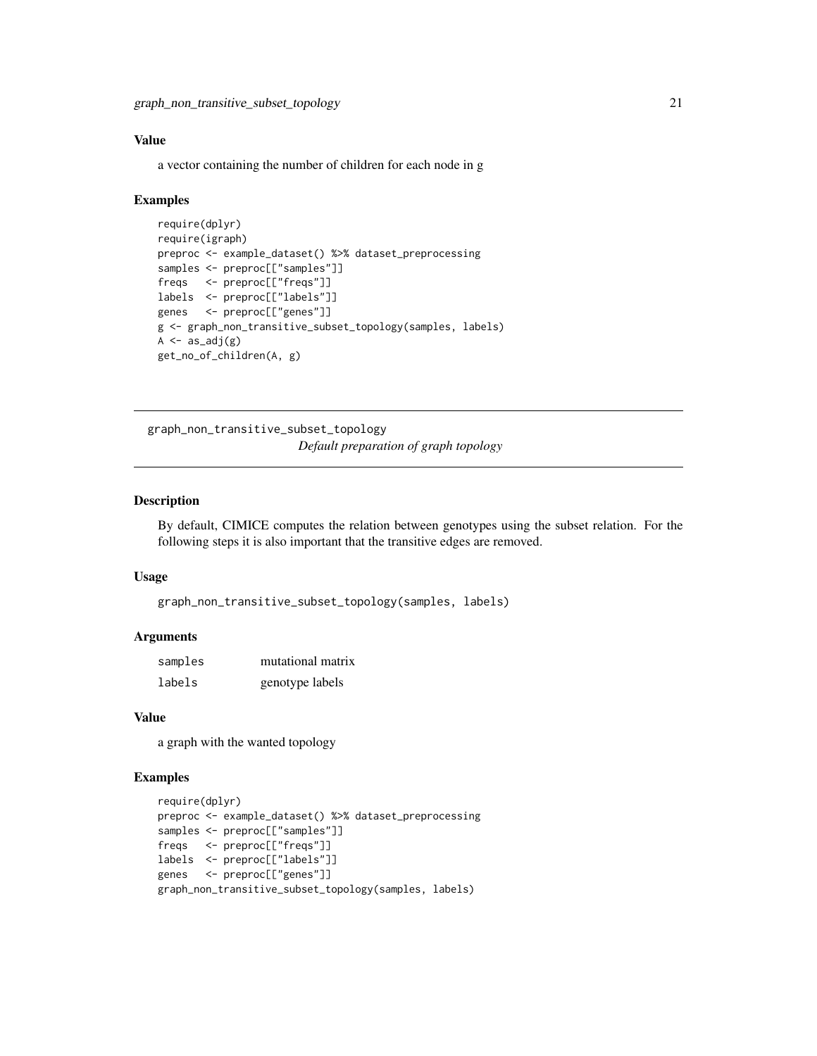## Value

a vector containing the number of children for each node in g

## Examples

```
require(dplyr)
require(igraph)
preproc <- example_dataset() %>% dataset_preprocessing
samples <- preproc[["samples"]]
freqs   <- preproc[["freqs"]]
labels  <- preproc[["labels"]]
genes   <- preproc[["genes"]]
g <- graph_non_transitive_subset_topology(samples, labels)
A <- as_adj(g)
get_no_of_children(A, g)
```

---

# graph_non_transitive_subset_topology

*Default preparation of graph topology*

---

## Description

By default, CIMICE computes the relation between genotypes using the subset relation. For the following steps it is also important that the transitive edges are removed.

## Usage

```
graph_non_transitive_subset_topology(samples, labels)
```

## Arguments

| | |
|---|---|
| samples | mutational matrix |
| labels | genotype labels |

## Value

a graph with the wanted topology

## Examples

```
require(dplyr)
preproc <- example_dataset() %>% dataset_preprocessing
samples <- preproc[["samples"]]
freqs   <- preproc[["freqs"]]
labels  <- preproc[["labels"]]
genes   <- preproc[["genes"]]
graph_non_transitive_subset_topology(samples, labels)
```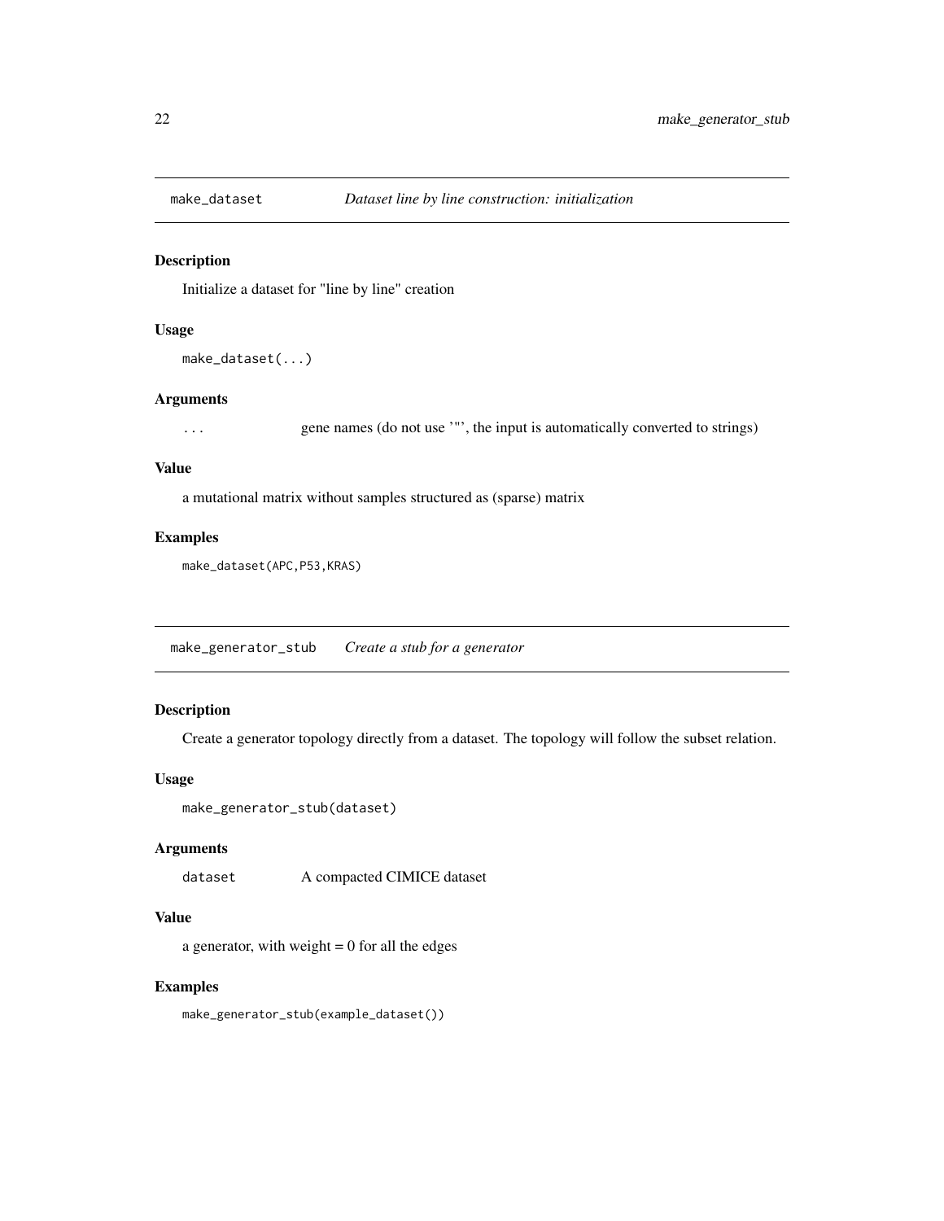## make_dataset — *Dataset line by line construction: initialization*

### Description

Initialize a dataset for "line by line" creation

### Usage

```
make_dataset(...)
```

### Arguments

| | |
|---|---|
| `...` | gene names (do not use '"', the input is automatically converted to strings) |

### Value

a mutational matrix without samples structured as (sparse) matrix

### Examples

```
make_dataset(APC,P53,KRAS)
```

## make_generator_stub — *Create a stub for a generator*

### Description

Create a generator topology directly from a dataset. The topology will follow the subset relation.

### Usage

```
make_generator_stub(dataset)
```

### Arguments

| | |
|---|---|
| `dataset` | A compacted CIMICE dataset |

### Value

a generator, with weight = 0 for all the edges

### Examples

```
make_generator_stub(example_dataset())
```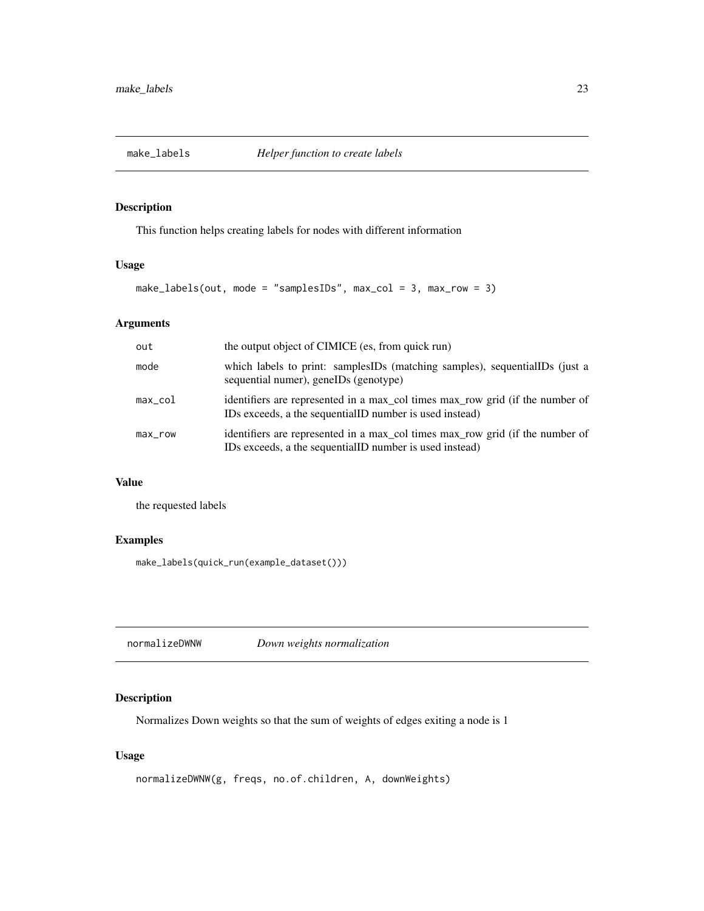## make_labels *Helper function to create labels*

### Description

This function helps creating labels for nodes with different information

### Usage

```
make_labels(out, mode = "samplesIDs", max_col = 3, max_row = 3)
```

### Arguments

| | |
|---|---|
| out | the output object of CIMICE (es, from quick run) |
| mode | which labels to print: samplesIDs (matching samples), sequentialIDs (just a sequential numer), geneIDs (genotype) |
| max_col | identifiers are represented in a max_col times max_row grid (if the number of IDs exceeds, a the sequentialID number is used instead) |
| max_row | identifiers are represented in a max_col times max_row grid (if the number of IDs exceeds, a the sequentialID number is used instead) |

### Value

the requested labels

### Examples

```
make_labels(quick_run(example_dataset()))
```

## normalizeDWNW *Down weights normalization*

### Description

Normalizes Down weights so that the sum of weights of edges exiting a node is 1

### Usage

```
normalizeDWNW(g, freqs, no.of.children, A, downWeights)
```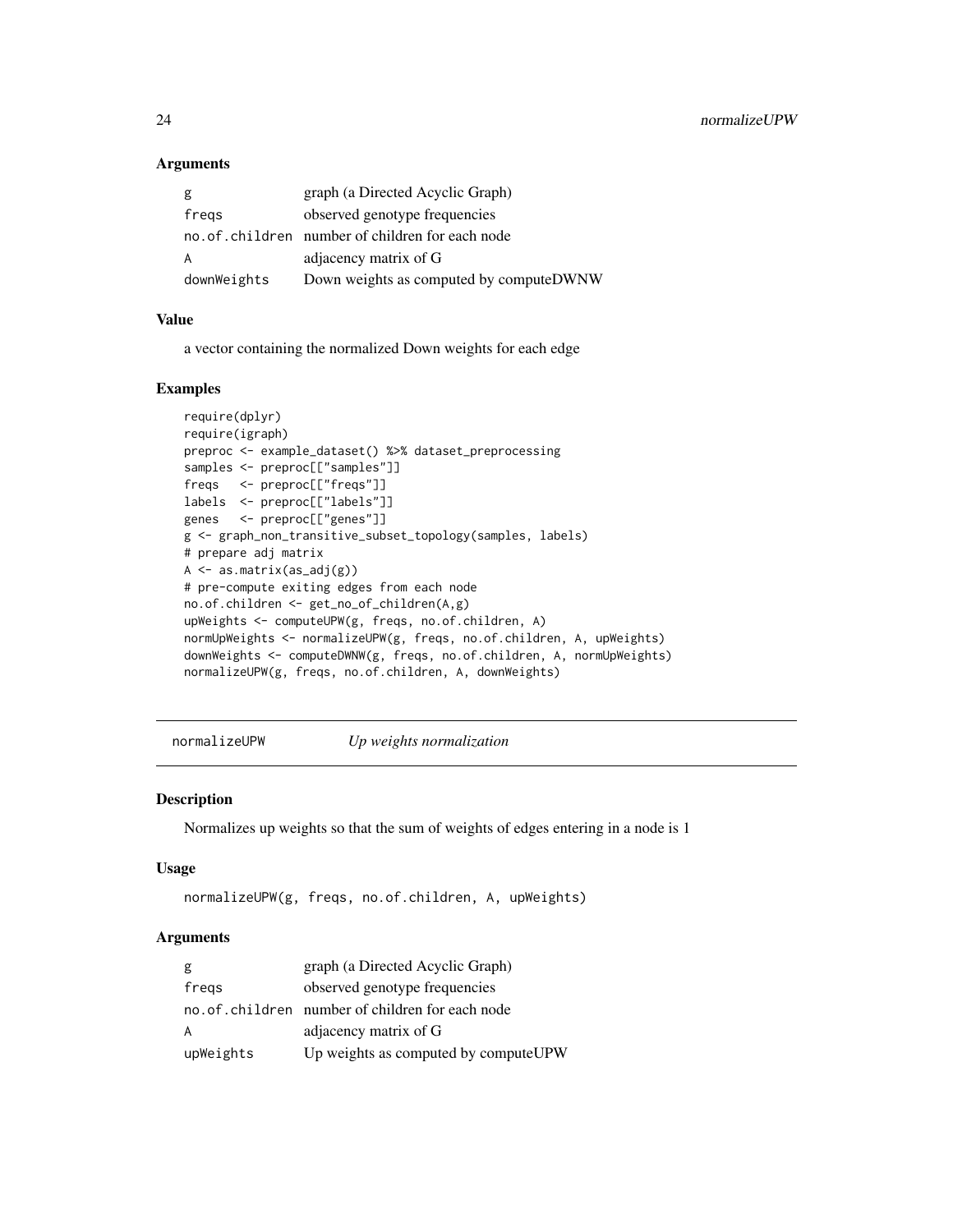## Arguments

| | |
|---|---|
| g | graph (a Directed Acyclic Graph) |
| freqs | observed genotype frequencies |
| no.of.children | number of children for each node |
| A | adjacency matrix of G |
| downWeights | Down weights as computed by computeDWNW |

## Value

a vector containing the normalized Down weights for each edge

## Examples

```
require(dplyr)
require(igraph)
preproc <- example_dataset() %>% dataset_preprocessing
samples <- preproc[["samples"]]
freqs   <- preproc[["freqs"]]
labels  <- preproc[["labels"]]
genes   <- preproc[["genes"]]
g <- graph_non_transitive_subset_topology(samples, labels)
# prepare adj matrix
A <- as.matrix(as_adj(g))
# pre-compute exiting edges from each node
no.of.children <- get_no_of_children(A,g)
upWeights <- computeUPW(g, freqs, no.of.children, A)
normUpWeights <- normalizeUPW(g, freqs, no.of.children, A, upWeights)
downWeights <- computeDWNW(g, freqs, no.of.children, A, normUpWeights)
normalizeUPW(g, freqs, no.of.children, A, downWeights)
```

---

# normalizeUPW &nbsp;&nbsp;&nbsp; *Up weights normalization*

---

## Description

Normalizes up weights so that the sum of weights of edges entering in a node is 1

## Usage

```
normalizeUPW(g, freqs, no.of.children, A, upWeights)
```

## Arguments

| | |
|---|---|
| g | graph (a Directed Acyclic Graph) |
| freqs | observed genotype frequencies |
| no.of.children | number of children for each node |
| A | adjacency matrix of G |
| upWeights | Up weights as computed by computeUPW |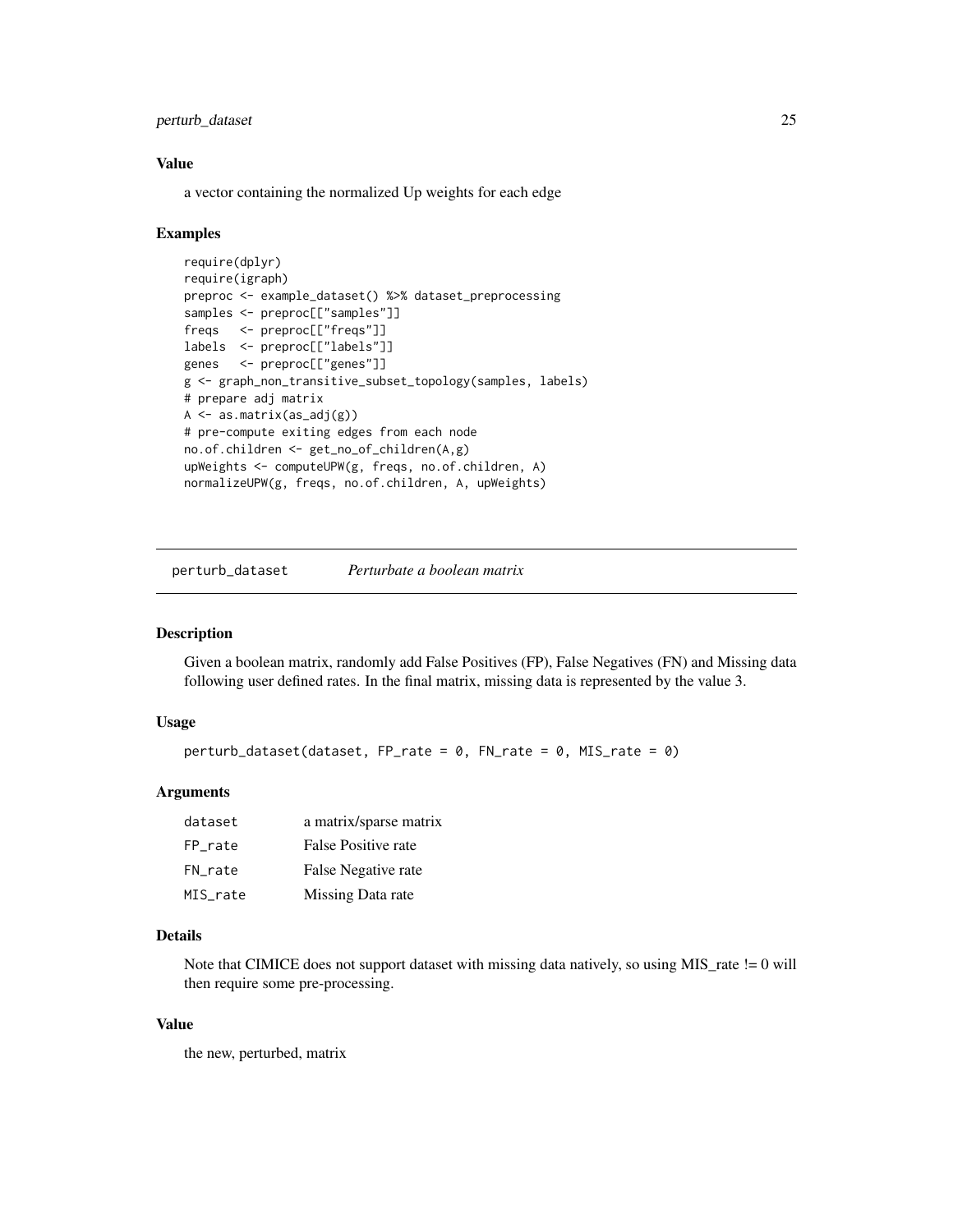### Value

a vector containing the normalized Up weights for each edge

### Examples

```
require(dplyr)
require(igraph)
preproc <- example_dataset() %>% dataset_preprocessing
samples <- preproc[["samples"]]
freqs   <- preproc[["freqs"]]
labels  <- preproc[["labels"]]
genes   <- preproc[["genes"]]
g <- graph_non_transitive_subset_topology(samples, labels)
# prepare adj matrix
A <- as.matrix(as_adj(g))
# pre-compute exiting edges from each node
no.of.children <- get_no_of_children(A,g)
upWeights <- computeUPW(g, freqs, no.of.children, A)
normalizeUPW(g, freqs, no.of.children, A, upWeights)
```

---

## perturb_dataset *Perturbate a boolean matrix*

### Description

Given a boolean matrix, randomly add False Positives (FP), False Negatives (FN) and Missing data following user defined rates. In the final matrix, missing data is represented by the value 3.

### Usage

```
perturb_dataset(dataset, FP_rate = 0, FN_rate = 0, MIS_rate = 0)
```

### Arguments

| | |
|---|---|
| dataset | a matrix/sparse matrix |
| FP_rate | False Positive rate |
| FN_rate | False Negative rate |
| MIS_rate | Missing Data rate |

### Details

Note that CIMICE does not support dataset with missing data natively, so using MIS_rate != 0 will then require some pre-processing.

### Value

the new, perturbed, matrix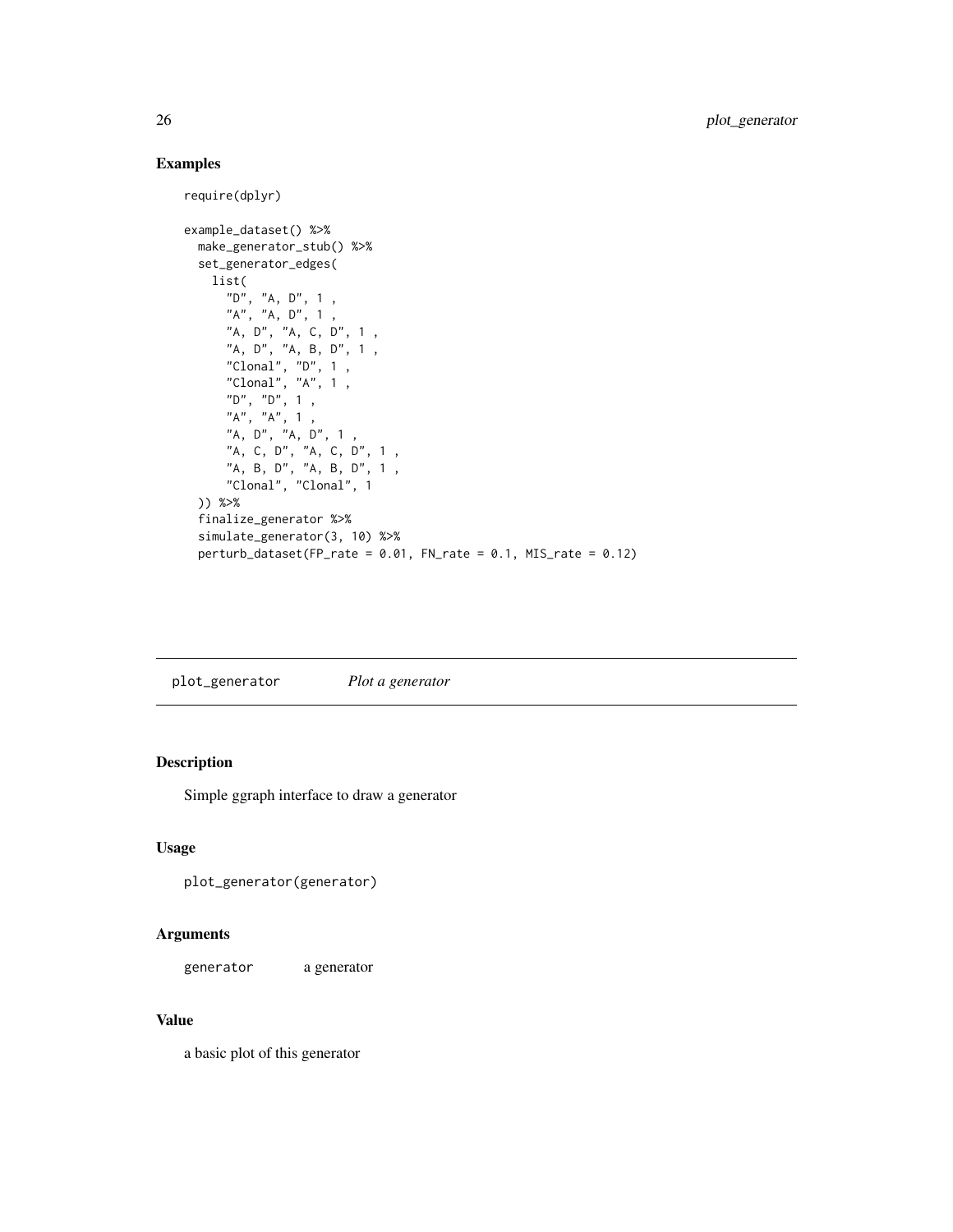## Examples

```
require(dplyr)

example_dataset() %>%
  make_generator_stub() %>%
  set_generator_edges(
    list(
      "D", "A, D", 1 ,
      "A", "A, D", 1 ,
      "A, D", "A, C, D", 1 ,
      "A, D", "A, B, D", 1 ,
      "Clonal", "D", 1 ,
      "Clonal", "A", 1 ,
      "D", "D", 1 ,
      "A", "A", 1 ,
      "A, D", "A, D", 1 ,
      "A, C, D", "A, C, D", 1 ,
      "A, B, D", "A, B, D", 1 ,
      "Clonal", "Clonal", 1
  )) %>%
  finalize_generator %>%
  simulate_generator(3, 10) %>%
  perturb_dataset(FP_rate = 0.01, FN_rate = 0.1, MIS_rate = 0.12)
```

---

## plot_generator *Plot a generator*

### Description

Simple ggraph interface to draw a generator

### Usage

```
plot_generator(generator)
```

### Arguments

`generator` a generator

### Value

a basic plot of this generator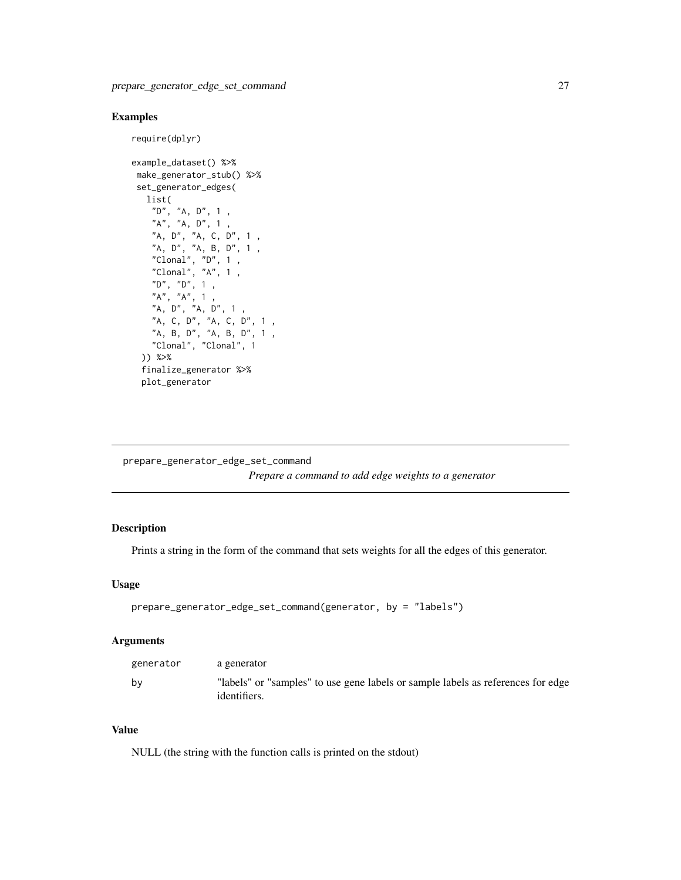## Examples

```
require(dplyr)

example_dataset() %>%
 make_generator_stub() %>%
 set_generator_edges(
   list(
    "D", "A, D", 1 ,
    "A", "A, D", 1 ,
    "A, D", "A, C, D", 1 ,
    "A, D", "A, B, D", 1 ,
    "Clonal", "D", 1 ,
    "Clonal", "A", 1 ,
    "D", "D", 1 ,
    "A", "A", 1 ,
    "A, D", "A, D", 1 ,
    "A, C, D", "A, C, D", 1 ,
    "A, B, D", "A, B, D", 1 ,
    "Clonal", "Clonal", 1
  )) %>%
  finalize_generator %>%
  plot_generator
```

---

prepare_generator_edge_set_command    *Prepare a command to add edge weights to a generator*

---

## Description

Prints a string in the form of the command that sets weights for all the edges of this generator.

## Usage

```
prepare_generator_edge_set_command(generator, by = "labels")
```

## Arguments

| | |
|---|---|
| generator | a generator |
| by | "labels" or "samples" to use gene labels or sample labels as references for edge identifiers. |

## Value

NULL (the string with the function calls is printed on the stdout)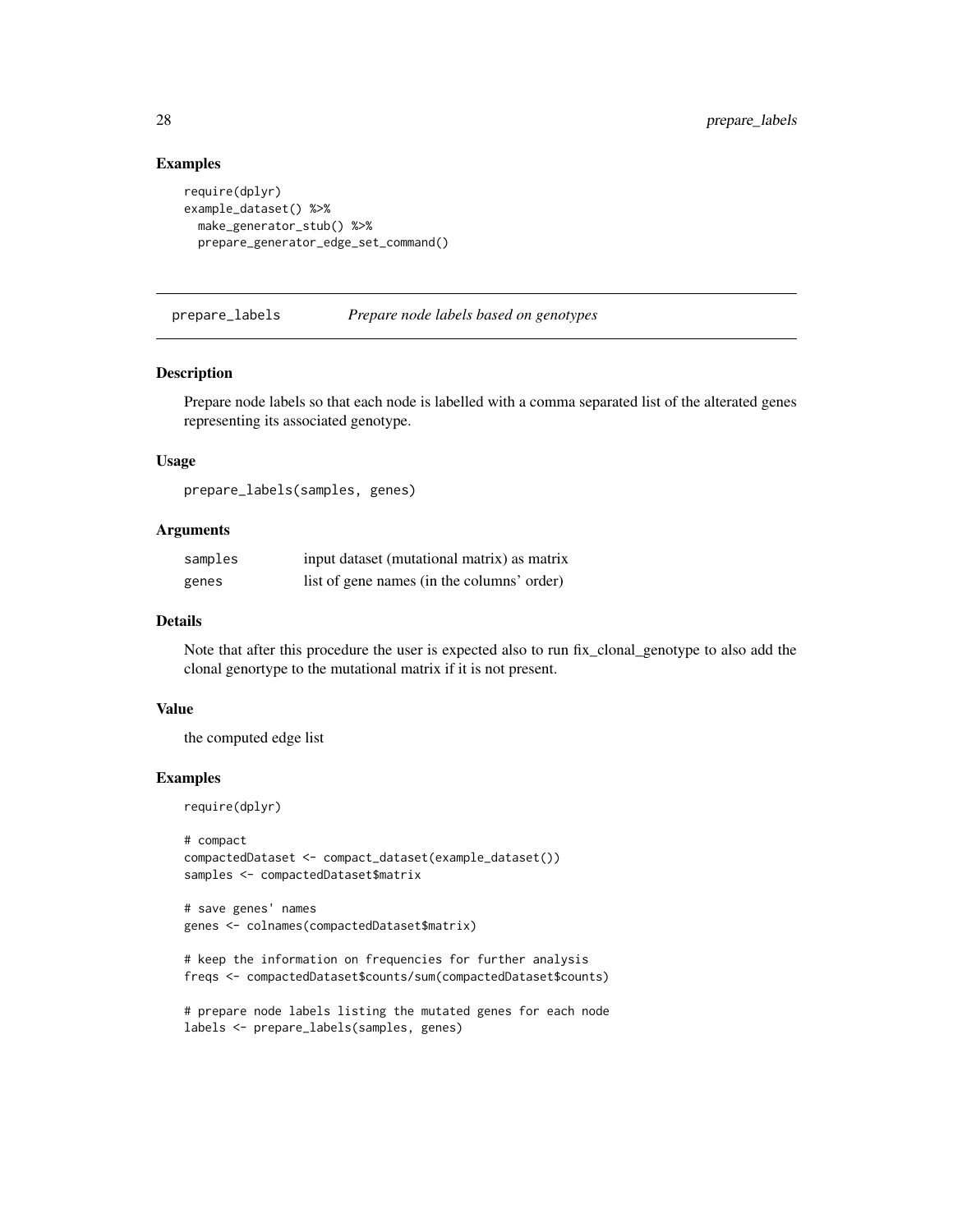## Examples

```
require(dplyr)
example_dataset() %>%
  make_generator_stub() %>%
  prepare_generator_edge_set_command()
```

---

## prepare_labels *Prepare node labels based on genotypes*

### Description

Prepare node labels so that each node is labelled with a comma separated list of the alterated genes representing its associated genotype.

### Usage

```
prepare_labels(samples, genes)
```

### Arguments

| | |
|---|---|
| samples | input dataset (mutational matrix) as matrix |
| genes | list of gene names (in the columns' order) |

### Details

Note that after this procedure the user is expected also to run fix_clonal_genotype to also add the clonal genortype to the mutational matrix if it is not present.

### Value

the computed edge list

### Examples

```
require(dplyr)

# compact
compactedDataset <- compact_dataset(example_dataset())
samples <- compactedDataset$matrix

# save genes' names
genes <- colnames(compactedDataset$matrix)

# keep the information on frequencies for further analysis
freqs <- compactedDataset$counts/sum(compactedDataset$counts)

# prepare node labels listing the mutated genes for each node
labels <- prepare_labels(samples, genes)
```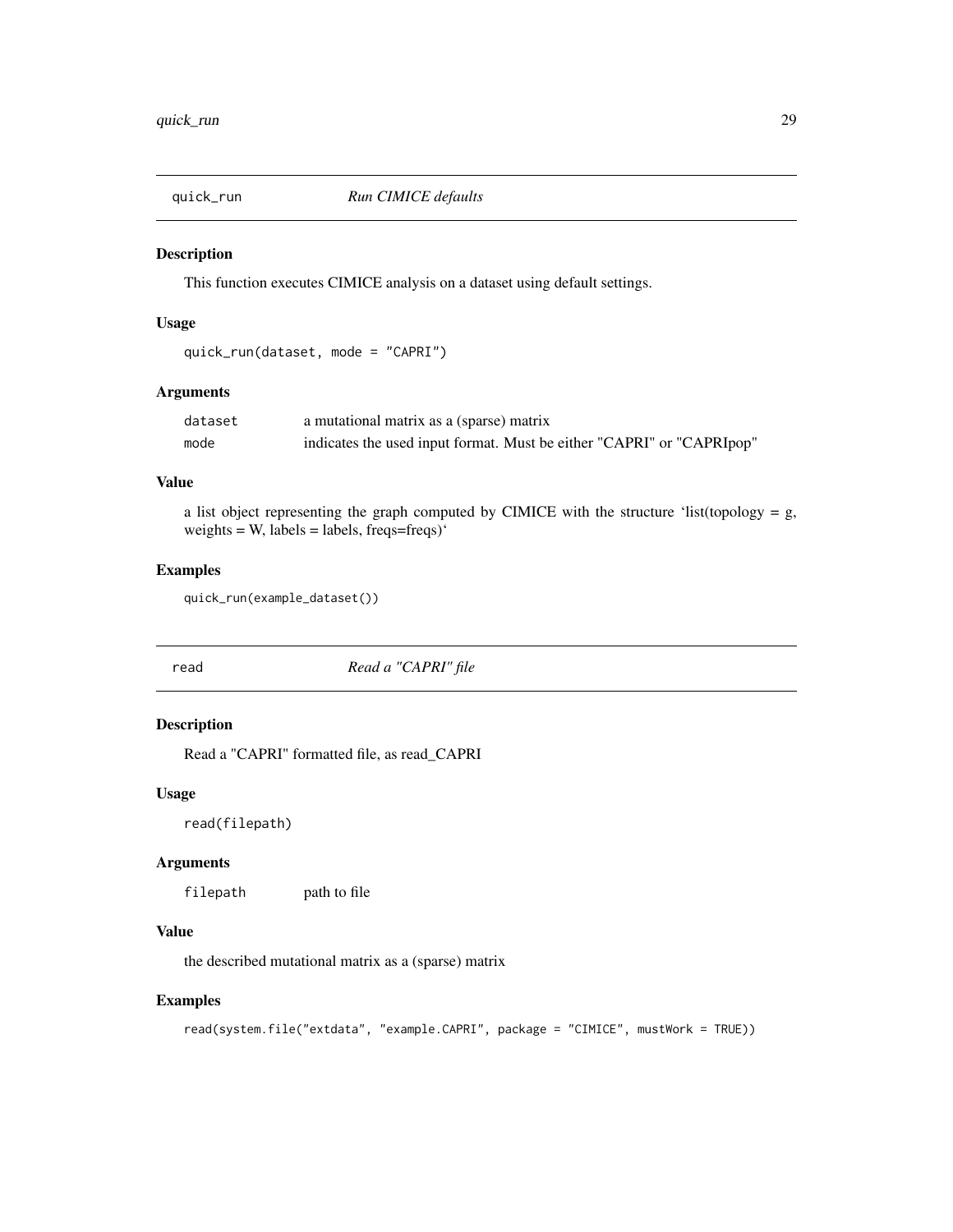## quick_run *Run CIMICE defaults*

### Description

This function executes CIMICE analysis on a dataset using default settings.

### Usage

```
quick_run(dataset, mode = "CAPRI")
```

### Arguments

| | |
|---|---|
| dataset | a mutational matrix as a (sparse) matrix |
| mode | indicates the used input format. Must be either "CAPRI" or "CAPRIpop" |

### Value

a list object representing the graph computed by CIMICE with the structure 'list(topology = g, weights = W, labels = labels, freqs=freqs)'

### Examples

```
quick_run(example_dataset())
```

## read *Read a "CAPRI" file*

### Description

Read a "CAPRI" formatted file, as read_CAPRI

### Usage

```
read(filepath)
```

### Arguments

| | |
|---|---|
| filepath | path to file |

### Value

the described mutational matrix as a (sparse) matrix

### Examples

```
read(system.file("extdata", "example.CAPRI", package = "CIMICE", mustWork = TRUE))
```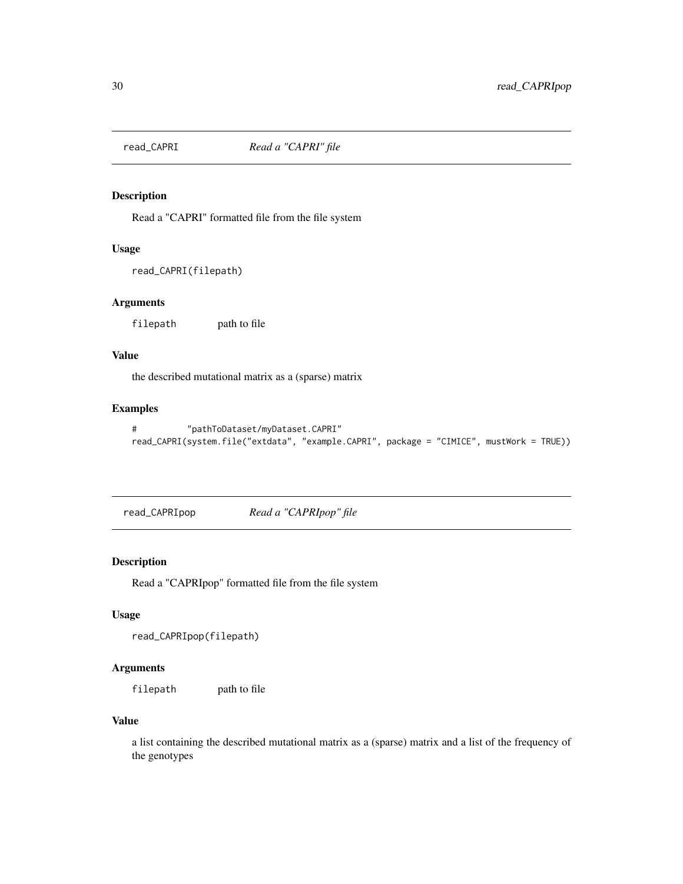## read_CAPRI *Read a "CAPRI" file*

### Description

Read a "CAPRI" formatted file from the file system

### Usage

```
read_CAPRI(filepath)
```

### Arguments

| | |
|---|---|
| filepath | path to file |

### Value

the described mutational matrix as a (sparse) matrix

### Examples

```
#          "pathToDataset/myDataset.CAPRI"
read_CAPRI(system.file("extdata", "example.CAPRI", package = "CIMICE", mustWork = TRUE))
```

## read_CAPRIpop *Read a "CAPRIpop" file*

### Description

Read a "CAPRIpop" formatted file from the file system

### Usage

```
read_CAPRIpop(filepath)
```

### Arguments

| | |
|---|---|
| filepath | path to file |

### Value

a list containing the described mutational matrix as a (sparse) matrix and a list of the frequency of the genotypes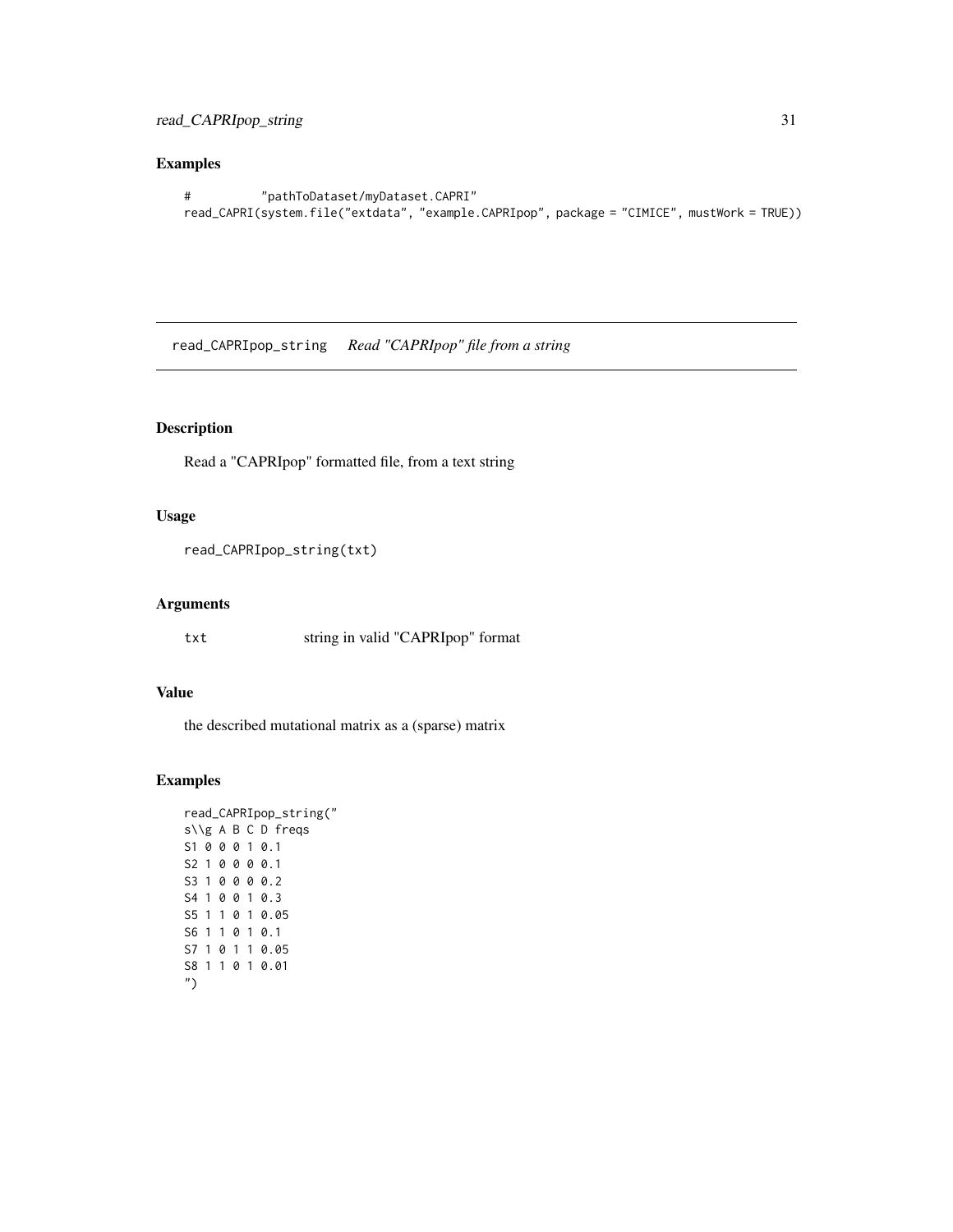## Examples

```
#         "pathToDataset/myDataset.CAPRI"
read_CAPRI(system.file("extdata", "example.CAPRIpop", package = "CIMICE", mustWork = TRUE))
```

---

# read_CAPRIpop_string    *Read "CAPRIpop" file from a string*

---

## Description

Read a "CAPRIpop" formatted file, from a text string

## Usage

```
read_CAPRIpop_string(txt)
```

## Arguments

`txt`    string in valid "CAPRIpop" format

## Value

the described mutational matrix as a (sparse) matrix

## Examples

```
read_CAPRIpop_string("
s\\g A B C D freqs
S1 0 0 0 1 0.1
S2 1 0 0 0 0.1
S3 1 0 0 0 0.2
S4 1 0 0 1 0.3
S5 1 1 0 1 0.05
S6 1 1 0 1 0.1
S7 1 0 1 1 0.05
S8 1 1 0 1 0.01
")
```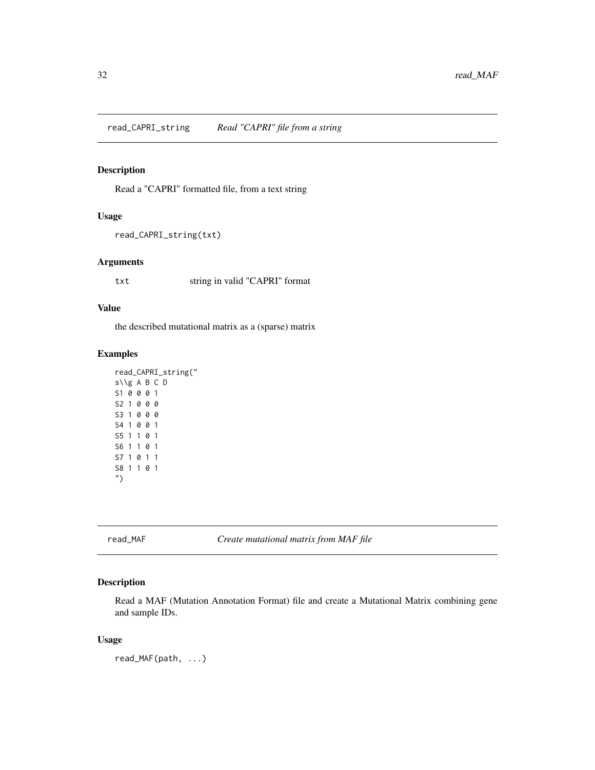## read_CAPRI_string — *Read "CAPRI" file from a string*

### Description

Read a "CAPRI" formatted file, from a text string

### Usage

```
read_CAPRI_string(txt)
```

### Arguments

| | |
|---|---|
| txt | string in valid "CAPRI" format |

### Value

the described mutational matrix as a (sparse) matrix

### Examples

```
read_CAPRI_string("
s\\g A B C D
S1 0 0 0 1
S2 1 0 0 0
S3 1 0 0 0
S4 1 0 0 1
S5 1 1 0 1
S6 1 1 0 1
S7 1 0 1 1
S8 1 1 0 1
")
```

## read_MAF — *Create mutational matrix from MAF file*

### Description

Read a MAF (Mutation Annotation Format) file and create a Mutational Matrix combining gene and sample IDs.

### Usage

```
read_MAF(path, ...)
```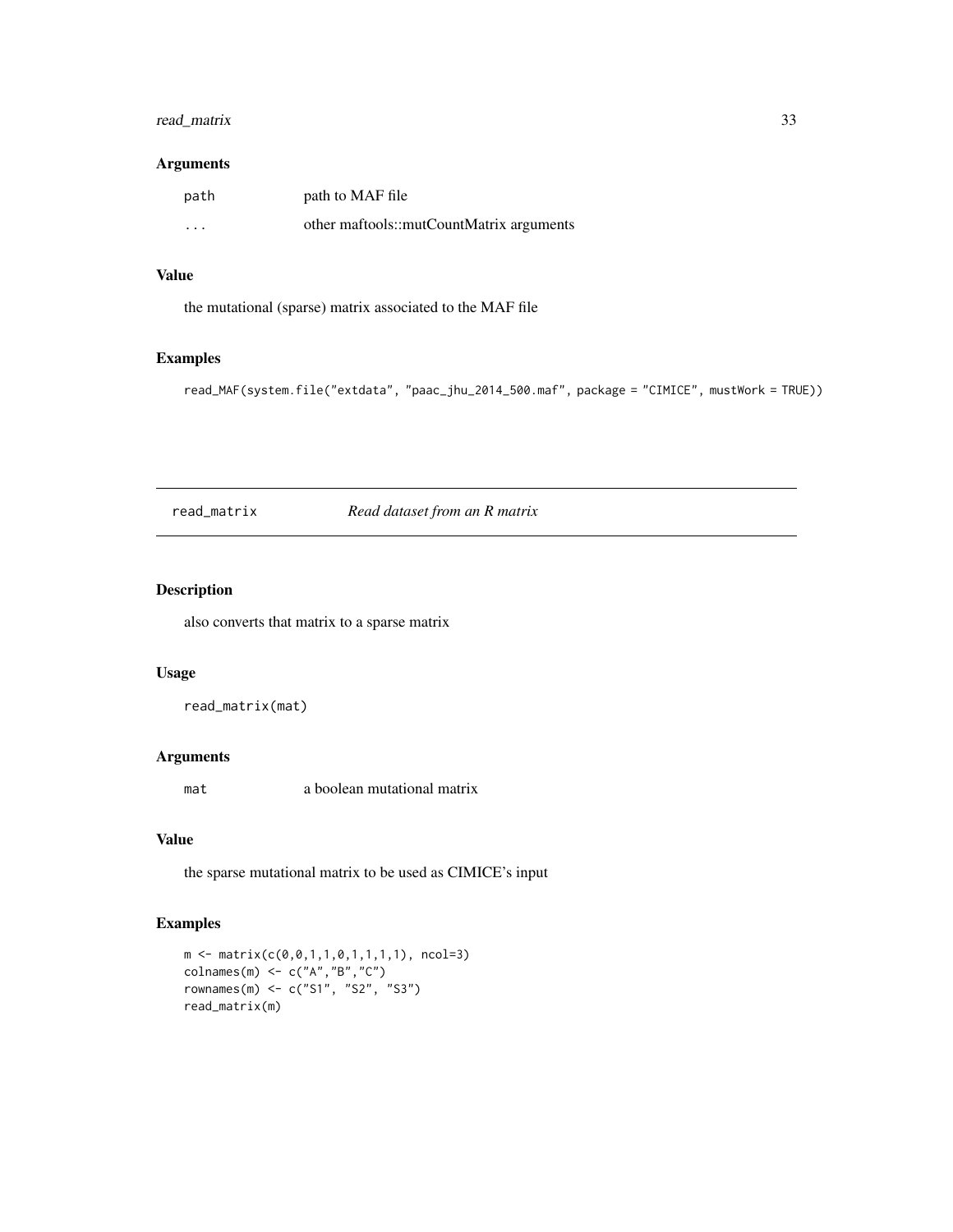### Arguments

| | |
|---|---|
| path | path to MAF file |
| ... | other maftools::mutCountMatrix arguments |

### Value

the mutational (sparse) matrix associated to the MAF file

### Examples

```
read_MAF(system.file("extdata", "paac_jhu_2014_500.maf", package = "CIMICE", mustWork = TRUE))
```

---

## read_matrix *Read dataset from an R matrix*

---

### Description

also converts that matrix to a sparse matrix

### Usage

```
read_matrix(mat)
```

### Arguments

| | |
|---|---|
| mat | a boolean mutational matrix |

### Value

the sparse mutational matrix to be used as CIMICE's input

### Examples

```
m <- matrix(c(0,0,1,1,0,1,1,1,1), ncol=3)
colnames(m) <- c("A","B","C")
rownames(m) <- c("S1", "S2", "S3")
read_matrix(m)
```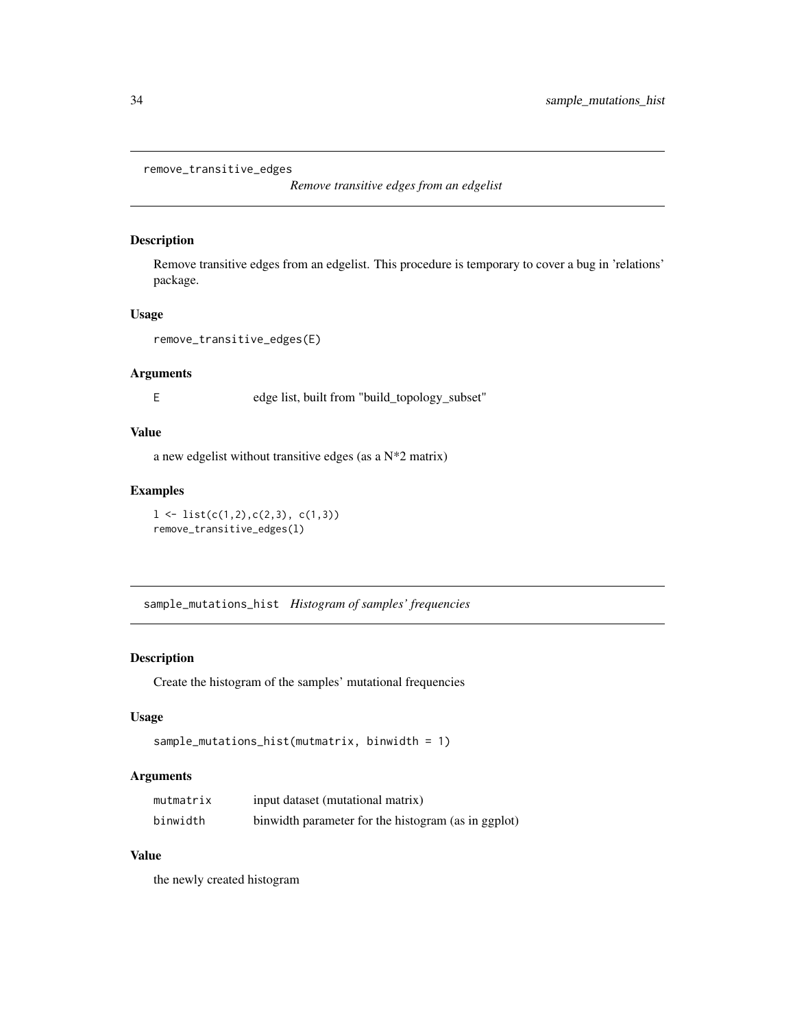## remove_transitive_edges

*Remove transitive edges from an edgelist*

### Description

Remove transitive edges from an edgelist. This procedure is temporary to cover a bug in 'relations' package.

### Usage

```
remove_transitive_edges(E)
```

### Arguments

| | |
|---|---|
| E | edge list, built from "build_topology_subset" |

### Value

a new edgelist without transitive edges (as a N*2 matrix)

### Examples

```
l <- list(c(1,2),c(2,3), c(1,3))
remove_transitive_edges(l)
```

## sample_mutations_hist

*Histogram of samples' frequencies*

### Description

Create the histogram of the samples' mutational frequencies

### Usage

```
sample_mutations_hist(mutmatrix, binwidth = 1)
```

### Arguments

| | |
|---|---|
| mutmatrix | input dataset (mutational matrix) |
| binwidth | binwidth parameter for the histogram (as in ggplot) |

### Value

the newly created histogram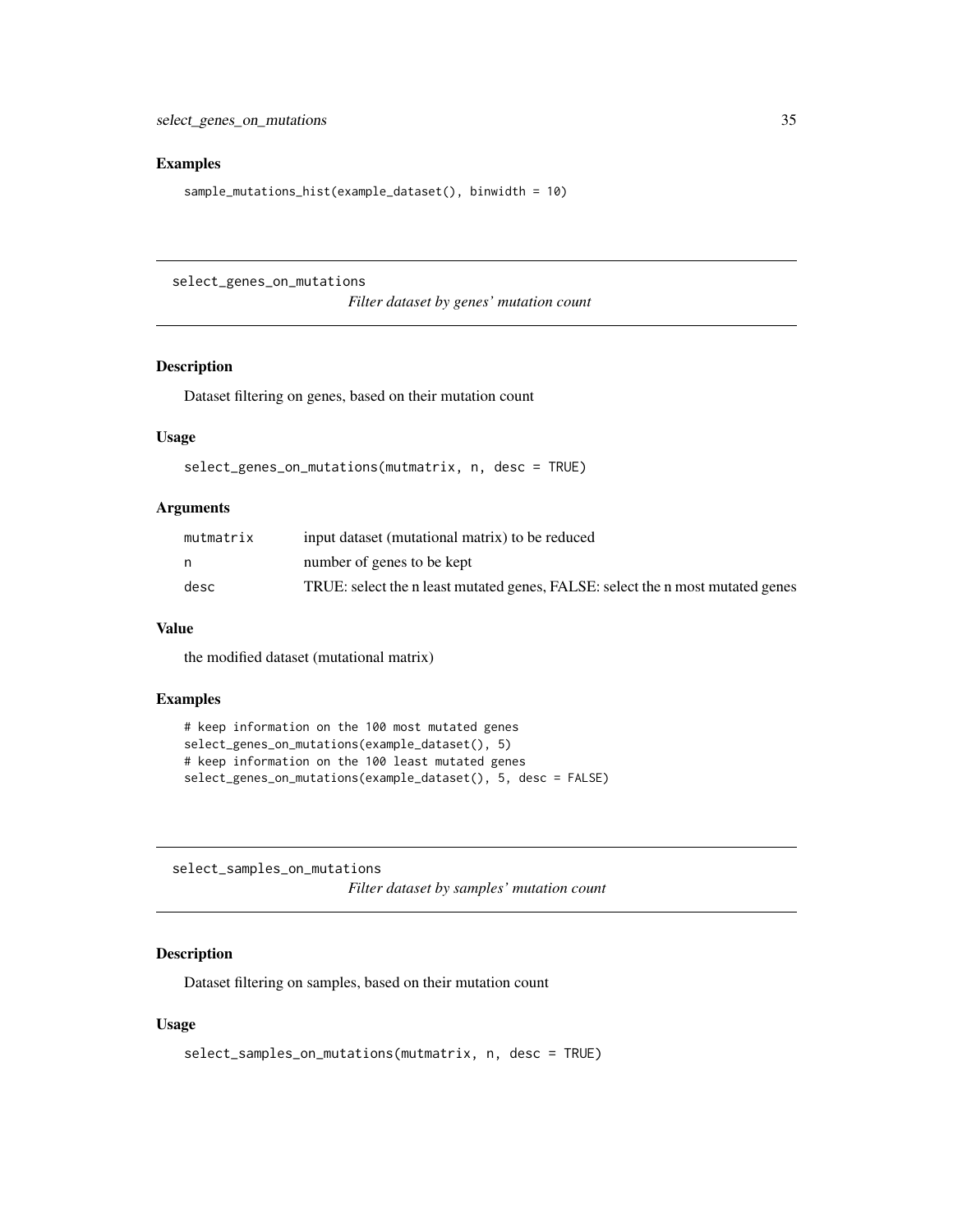## Examples

```
sample_mutations_hist(example_dataset(), binwidth = 10)
```

---

`select_genes_on_mutations` *Filter dataset by genes' mutation count*

---

### Description

Dataset filtering on genes, based on their mutation count

### Usage

```
select_genes_on_mutations(mutmatrix, n, desc = TRUE)
```

### Arguments

| | |
|---|---|
| mutmatrix | input dataset (mutational matrix) to be reduced |
| n | number of genes to be kept |
| desc | TRUE: select the n least mutated genes, FALSE: select the n most mutated genes |

### Value

the modified dataset (mutational matrix)

### Examples

```
# keep information on the 100 most mutated genes
select_genes_on_mutations(example_dataset(), 5)
# keep information on the 100 least mutated genes
select_genes_on_mutations(example_dataset(), 5, desc = FALSE)
```

---

`select_samples_on_mutations` *Filter dataset by samples' mutation count*

---

### Description

Dataset filtering on samples, based on their mutation count

### Usage

```
select_samples_on_mutations(mutmatrix, n, desc = TRUE)
```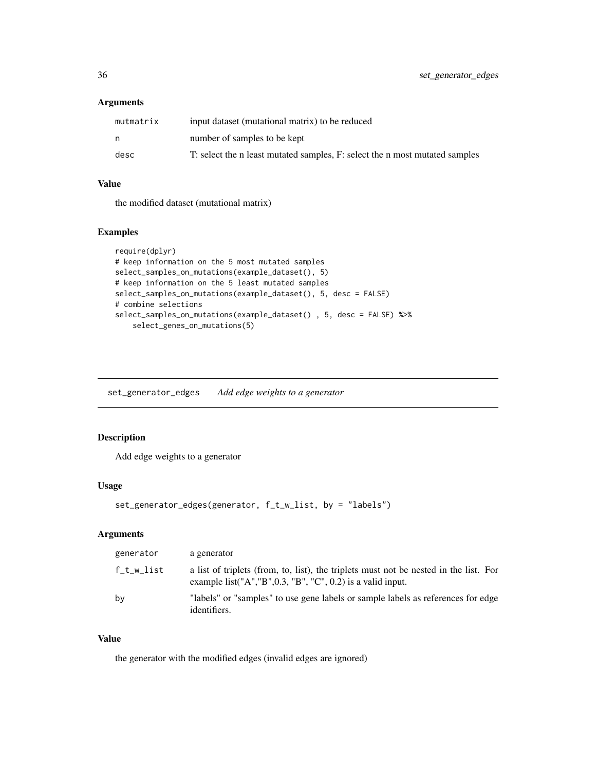### Arguments

| | |
|---|---|
| mutmatrix | input dataset (mutational matrix) to be reduced |
| n | number of samples to be kept |
| desc | T: select the n least mutated samples, F: select the n most mutated samples |

### Value

the modified dataset (mutational matrix)

### Examples

```
require(dplyr)
# keep information on the 5 most mutated samples
select_samples_on_mutations(example_dataset(), 5)
# keep information on the 5 least mutated samples
select_samples_on_mutations(example_dataset(), 5, desc = FALSE)
# combine selections
select_samples_on_mutations(example_dataset() , 5, desc = FALSE) %>%
    select_genes_on_mutations(5)
```

---

## set_generator_edges *Add edge weights to a generator*

### Description

Add edge weights to a generator

### Usage

```
set_generator_edges(generator, f_t_w_list, by = "labels")
```

### Arguments

| | |
|---|---|
| generator | a generator |
| f_t_w_list | a list of triplets (from, to, list), the triplets must not be nested in the list. For example list("A","B",0.3, "B", "C", 0.2) is a valid input. |
| by | "labels" or "samples" to use gene labels or sample labels as references for edge identifiers. |

### Value

the generator with the modified edges (invalid edges are ignored)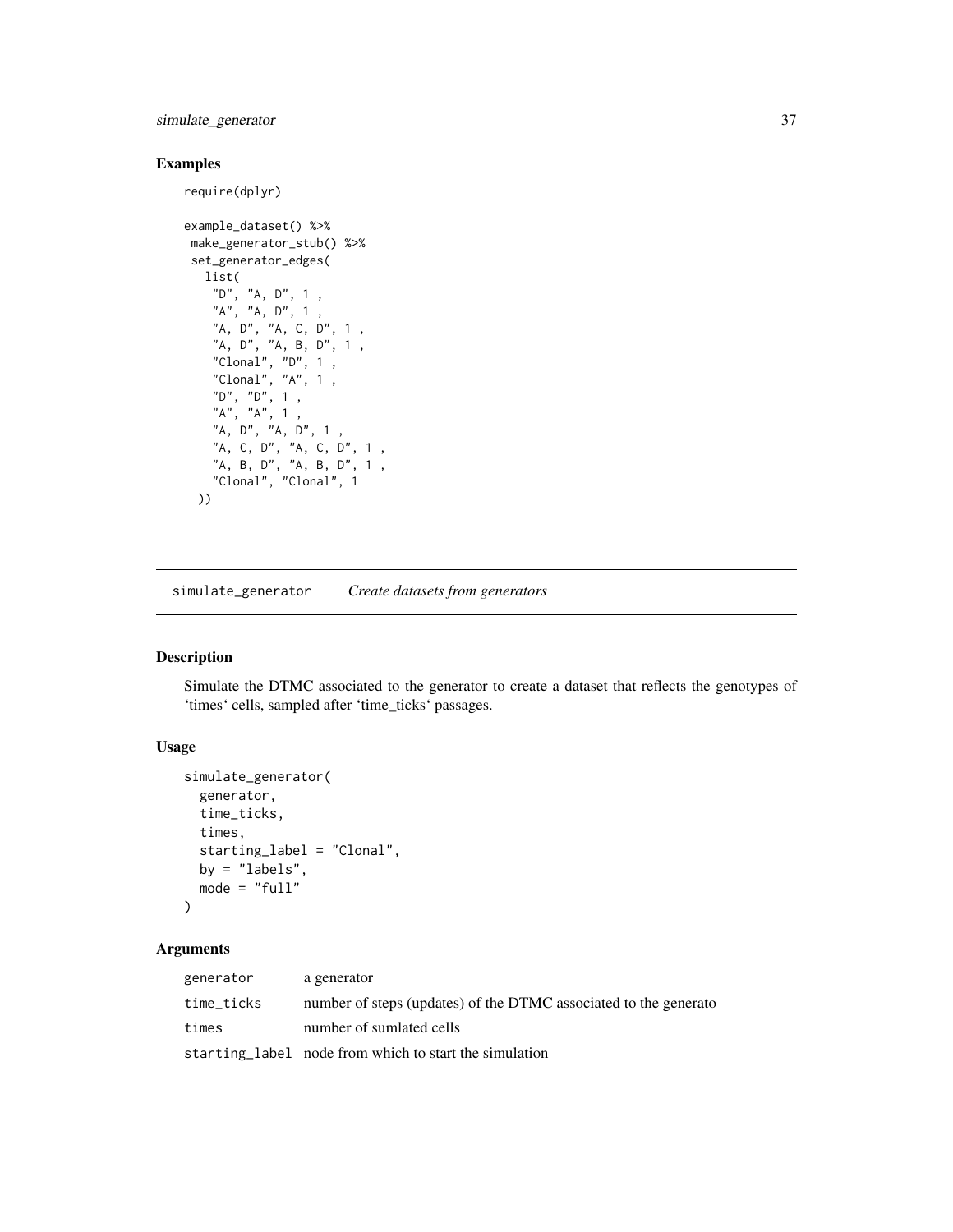## Examples

```
require(dplyr)

example_dataset() %>%
 make_generator_stub() %>%
 set_generator_edges(
   list(
     "D", "A, D", 1 ,
     "A", "A, D", 1 ,
     "A, D", "A, C, D", 1 ,
     "A, D", "A, B, D", 1 ,
     "Clonal", "D", 1 ,
     "Clonal", "A", 1 ,
     "D", "D", 1 ,
     "A", "A", 1 ,
     "A, D", "A, D", 1 ,
     "A, C, D", "A, C, D", 1 ,
     "A, B, D", "A, B, D", 1 ,
     "Clonal", "Clonal", 1
   ))
```

---

`simulate_generator` *Create datasets from generators*

---

## Description

Simulate the DTMC associated to the generator to create a dataset that reflects the genotypes of 'times' cells, sampled after 'time_ticks' passages.

## Usage

```
simulate_generator(
  generator,
  time_ticks,
  times,
  starting_label = "Clonal",
  by = "labels",
  mode = "full"
)
```

## Arguments

| | |
|---|---|
| `generator` | a generator |
| `time_ticks` | number of steps (updates) of the DTMC associated to the generato |
| `times` | number of sumlated cells |
| `starting_label` | node from which to start the simulation |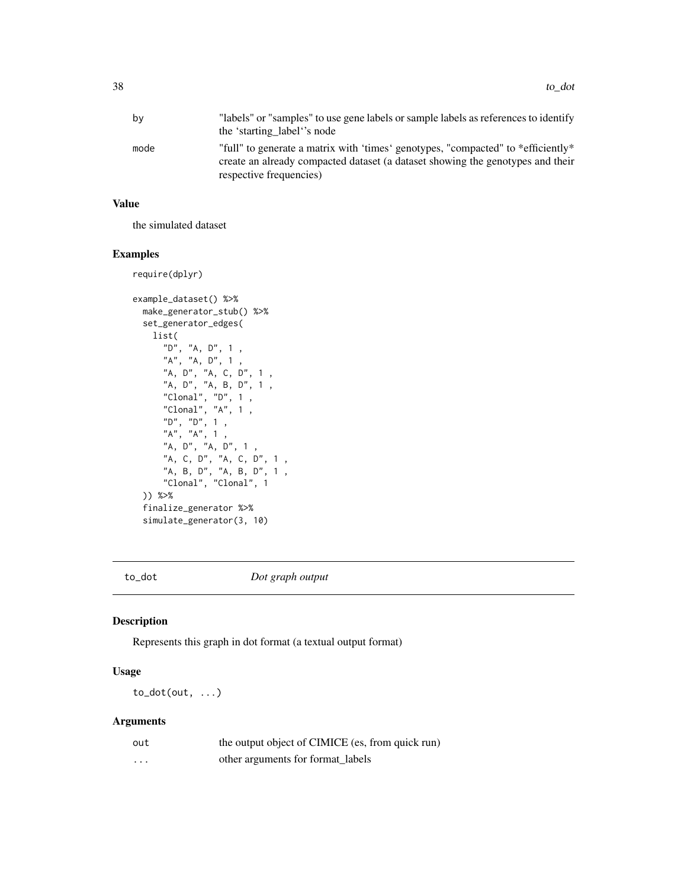| | |
|---|---|
| by | "labels" or "samples" to use gene labels or sample labels as references to identify the 'starting_label''s node |
| mode | "full" to generate a matrix with 'times' genotypes, "compacted" to *efficiently* create an already compacted dataset (a dataset showing the genotypes and their respective frequencies) |

### Value

the simulated dataset

### Examples

```
require(dplyr)

example_dataset() %>%
  make_generator_stub() %>%
  set_generator_edges(
    list(
      "D", "A, D", 1 ,
      "A", "A, D", 1 ,
      "A, D", "A, C, D", 1 ,
      "A, D", "A, B, D", 1 ,
      "Clonal", "D", 1 ,
      "Clonal", "A", 1 ,
      "D", "D", 1 ,
      "A", "A", 1 ,
      "A, D", "A, D", 1 ,
      "A, C, D", "A, C, D", 1 ,
      "A, B, D", "A, B, D", 1 ,
      "Clonal", "Clonal", 1
  )) %>%
  finalize_generator %>%
  simulate_generator(3, 10)
```

---

## to_dot *Dot graph output*

### Description

Represents this graph in dot format (a textual output format)

### Usage

```
to_dot(out, ...)
```

### Arguments

| | |
|---|---|
| out | the output object of CIMICE (es, from quick run) |
| ... | other arguments for format_labels |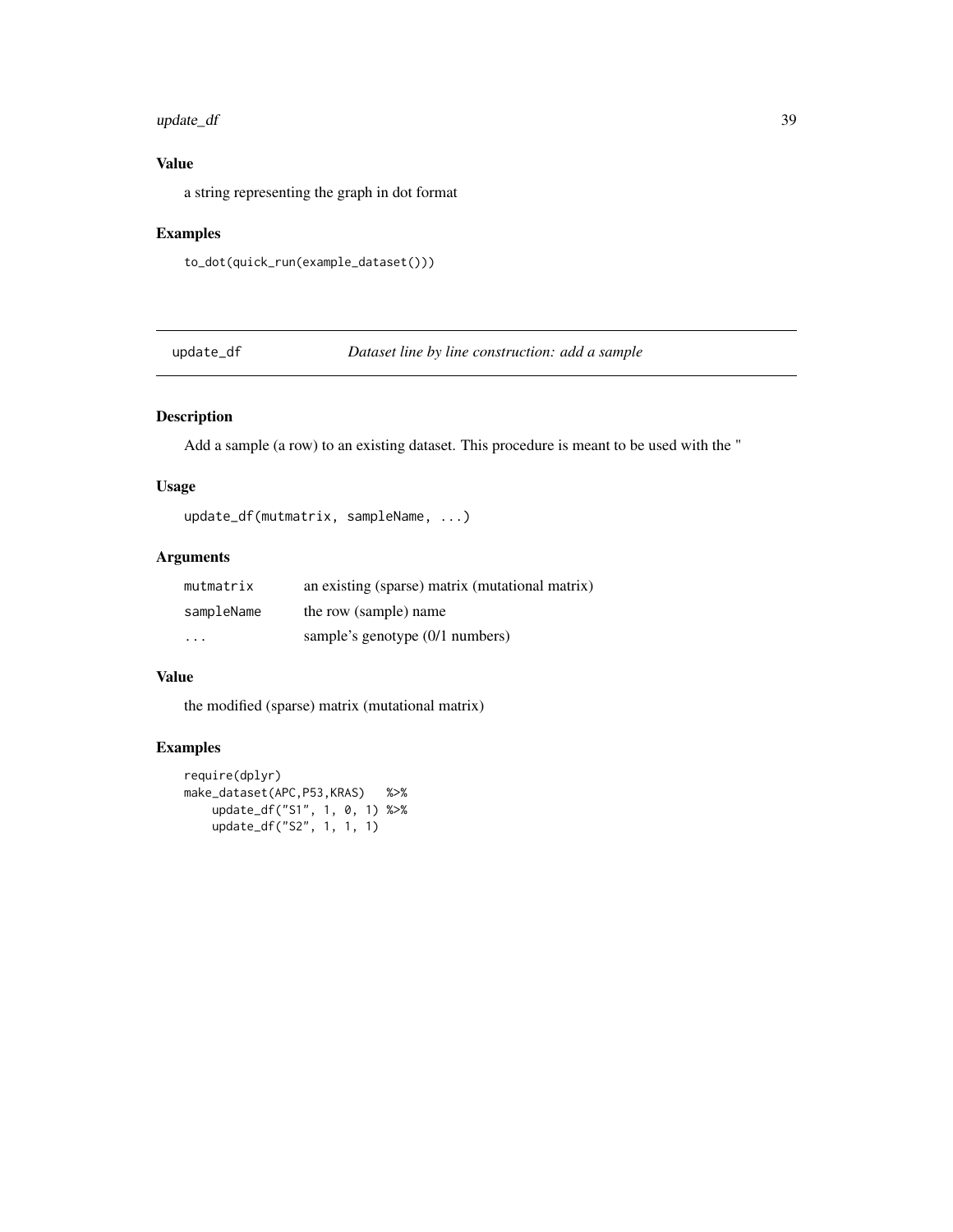### Value

a string representing the graph in dot format

### Examples

```
to_dot(quick_run(example_dataset()))
```

## update_df *Dataset line by line construction: add a sample*

### Description

Add a sample (a row) to an existing dataset. This procedure is meant to be used with the "

### Usage

```
update_df(mutmatrix, sampleName, ...)
```

### Arguments

| | |
|---|---|
| mutmatrix | an existing (sparse) matrix (mutational matrix) |
| sampleName | the row (sample) name |
| ... | sample's genotype (0/1 numbers) |

### Value

the modified (sparse) matrix (mutational matrix)

### Examples

```
require(dplyr)
make_dataset(APC,P53,KRAS)   %>%
    update_df("S1", 1, 0, 1) %>%
    update_df("S2", 1, 1, 1)
```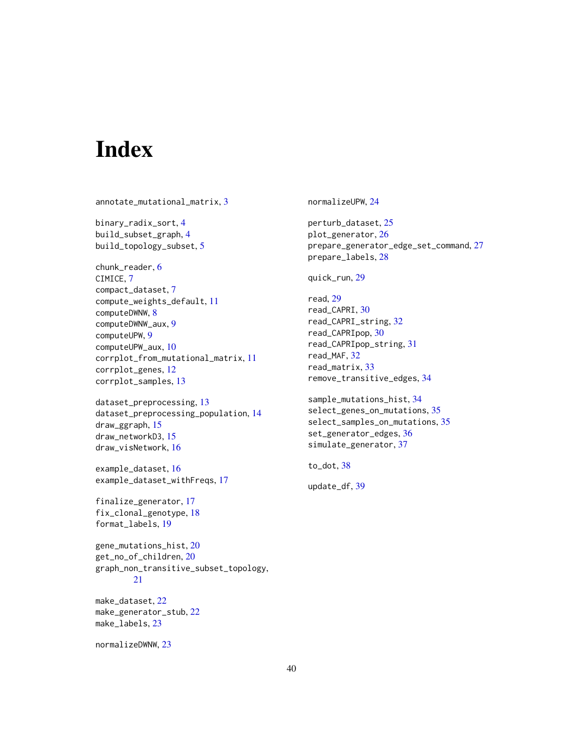# Index

annotate_mutational_matrix, 3

binary_radix_sort, 4
build_subset_graph, 4
build_topology_subset, 5

chunk_reader, 6
CIMICE, 7
compact_dataset, 7
compute_weights_default, 11
computeDWNW, 8
computeDWNW_aux, 9
computeUPW, 9
computeUPW_aux, 10
corrplot_from_mutational_matrix, 11
corrplot_genes, 12
corrplot_samples, 13

dataset_preprocessing, 13
dataset_preprocessing_population, 14
draw_ggraph, 15
draw_networkD3, 15
draw_visNetwork, 16

example_dataset, 16
example_dataset_withFreqs, 17

finalize_generator, 17
fix_clonal_genotype, 18
format_labels, 19

gene_mutations_hist, 20
get_no_of_children, 20
graph_non_transitive_subset_topology, 21

make_dataset, 22
make_generator_stub, 22
make_labels, 23

normalizeDWNW, 23
normalizeUPW, 24

perturb_dataset, 25
plot_generator, 26
prepare_generator_edge_set_command, 27
prepare_labels, 28

quick_run, 29

read, 29
read_CAPRI, 30
read_CAPRI_string, 32
read_CAPRIpop, 30
read_CAPRIpop_string, 31
read_MAF, 32
read_matrix, 33
remove_transitive_edges, 34

sample_mutations_hist, 34
select_genes_on_mutations, 35
select_samples_on_mutations, 35
set_generator_edges, 36
simulate_generator, 37

to_dot, 38

update_df, 39